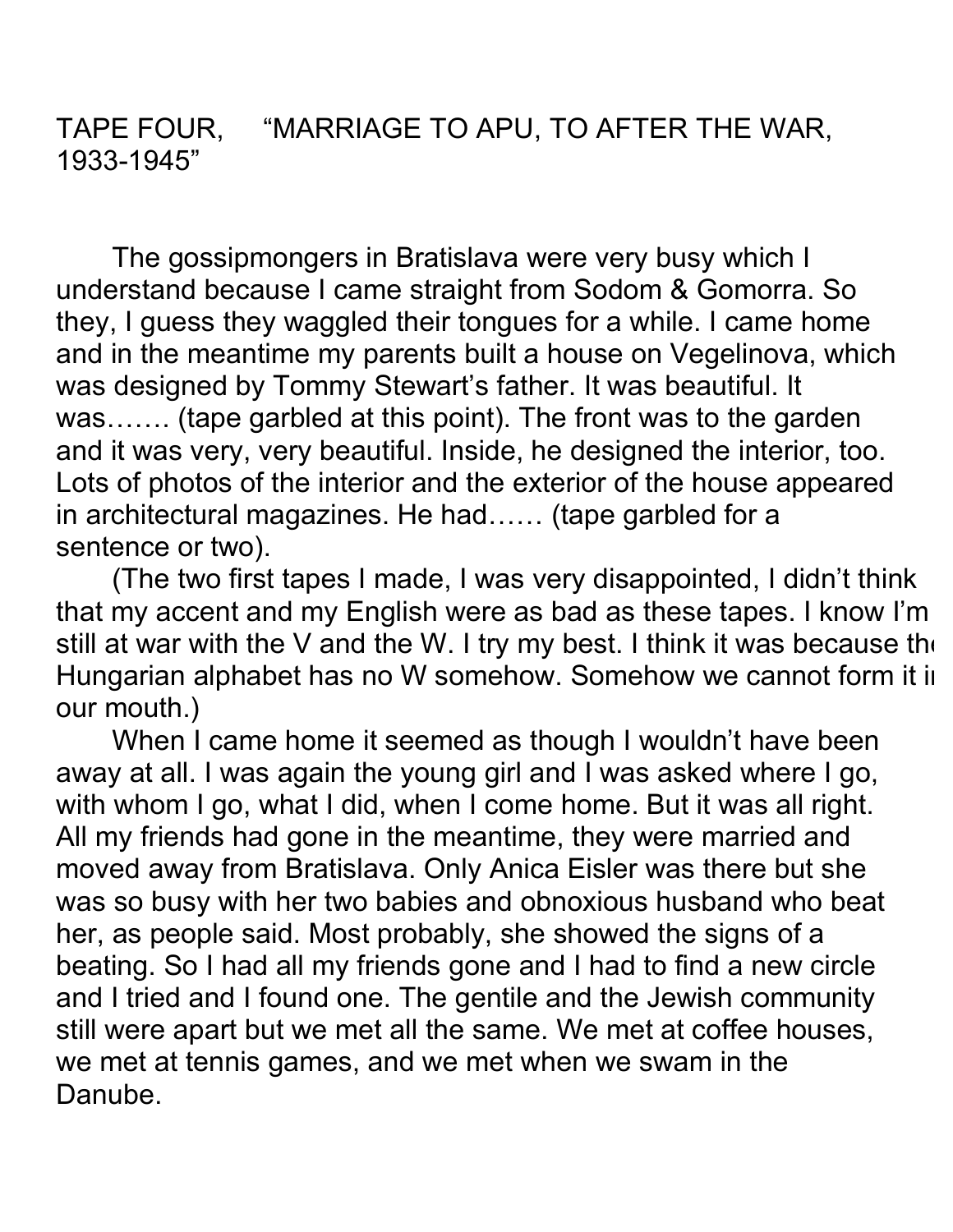# TAPE FOUR, "MARRIAGE TO APU, TO AFTER THE WAR, 1933-1945"

The gossipmongers in Bratislava were very busy which I understand because I came straight from Sodom & Gomorra. So they, I guess they waggled their tongues for a while. I came home and in the meantime my parents built a house on Vegelinova, which was designed by Tommy Stewart's father. It was beautiful. It was……. (tape garbled at this point). The front was to the garden and it was very, very beautiful. Inside, he designed the interior, too. Lots of photos of the interior and the exterior of the house appeared in architectural magazines. He had…… (tape garbled for a sentence or two).

(The two first tapes I made, I was very disappointed, I didn't think that my accent and my English were as bad as these tapes. I know I'm still at war with the V and the W. I try my best. I think it was because the Hungarian alphabet has no W somehow. Somehow we cannot form it in our mouth.)

When I came home it seemed as though I wouldn't have been away at all. I was again the young girl and I was asked where I go, with whom I go, what I did, when I come home. But it was all right. All my friends had gone in the meantime, they were married and moved away from Bratislava. Only Anica Eisler was there but she was so busy with her two babies and obnoxious husband who beat her, as people said. Most probably, she showed the signs of a beating. So I had all my friends gone and I had to find a new circle and I tried and I found one. The gentile and the Jewish community still were apart but we met all the same. We met at coffee houses, we met at tennis games, and we met when we swam in the Danube.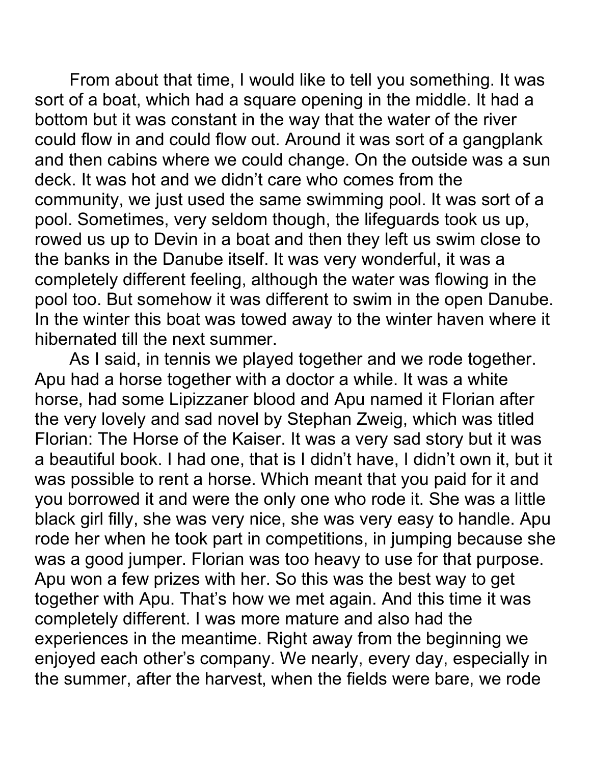From about that time, I would like to tell you something. It was sort of a boat, which had a square opening in the middle. It had a bottom but it was constant in the way that the water of the river could flow in and could flow out. Around it was sort of a gangplank and then cabins where we could change. On the outside was a sun deck. It was hot and we didn't care who comes from the community, we just used the same swimming pool. It was sort of a pool. Sometimes, very seldom though, the lifeguards took us up, rowed us up to Devin in a boat and then they left us swim close to the banks in the Danube itself. It was very wonderful, it was a completely different feeling, although the water was flowing in the pool too. But somehow it was different to swim in the open Danube. In the winter this boat was towed away to the winter haven where it hibernated till the next summer.

As I said, in tennis we played together and we rode together. Apu had a horse together with a doctor a while. It was a white horse, had some Lipizzaner blood and Apu named it Florian after the very lovely and sad novel by Stephan Zweig, which was titled Florian: The Horse of the Kaiser. It was a very sad story but it was a beautiful book. I had one, that is I didn't have, I didn't own it, but it was possible to rent a horse. Which meant that you paid for it and you borrowed it and were the only one who rode it. She was a little black girl filly, she was very nice, she was very easy to handle. Apu rode her when he took part in competitions, in jumping because she was a good jumper. Florian was too heavy to use for that purpose. Apu won a few prizes with her. So this was the best way to get together with Apu. That's how we met again. And this time it was completely different. I was more mature and also had the experiences in the meantime. Right away from the beginning we enjoyed each other's company. We nearly, every day, especially in the summer, after the harvest, when the fields were bare, we rode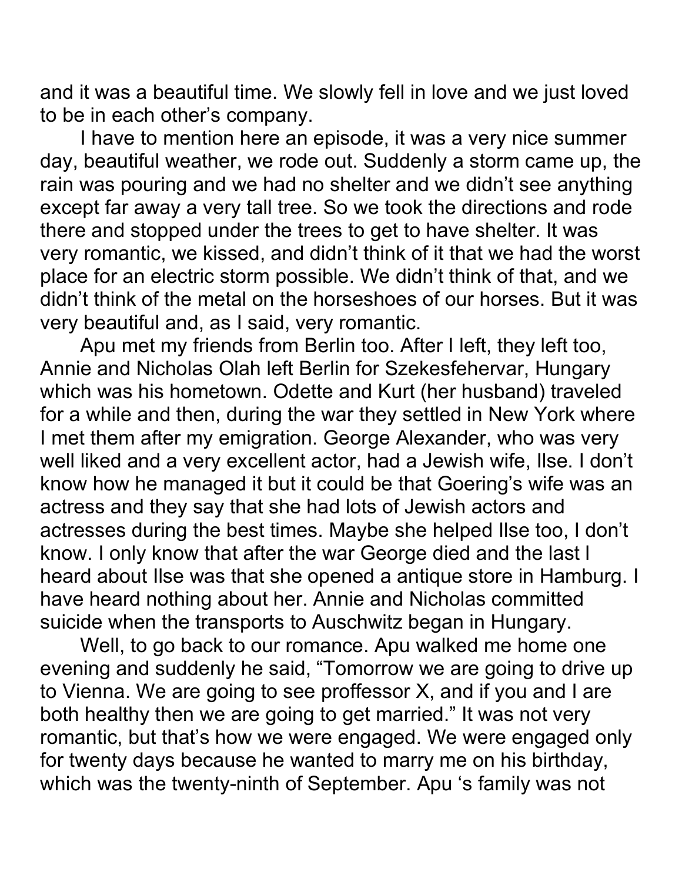and it was a beautiful time. We slowly fell in love and we just loved to be in each other's company.

I have to mention here an episode, it was a very nice summer day, beautiful weather, we rode out. Suddenly a storm came up, the rain was pouring and we had no shelter and we didn't see anything except far away a very tall tree. So we took the directions and rode there and stopped under the trees to get to have shelter. It was very romantic, we kissed, and didn't think of it that we had the worst place for an electric storm possible. We didn't think of that, and we didn't think of the metal on the horseshoes of our horses. But it was very beautiful and, as I said, very romantic.

Apu met my friends from Berlin too. After I left, they left too, Annie and Nicholas Olah left Berlin for Szekesfehervar, Hungary which was his hometown. Odette and Kurt (her husband) traveled for a while and then, during the war they settled in New York where I met them after my emigration. George Alexander, who was very well liked and a very excellent actor, had a Jewish wife, Ilse. I don't know how he managed it but it could be that Goering's wife was an actress and they say that she had lots of Jewish actors and actresses during the best times. Maybe she helped Ilse too, I don't know. I only know that after the war George died and the last I heard about Ilse was that she opened a antique store in Hamburg. I have heard nothing about her. Annie and Nicholas committed suicide when the transports to Auschwitz began in Hungary.

Well, to go back to our romance. Apu walked me home one evening and suddenly he said, "Tomorrow we are going to drive up to Vienna. We are going to see proffessor X, and if you and I are both healthy then we are going to get married." It was not very romantic, but that's how we were engaged. We were engaged only for twenty days because he wanted to marry me on his birthday, which was the twenty-ninth of September. Apu 's family was not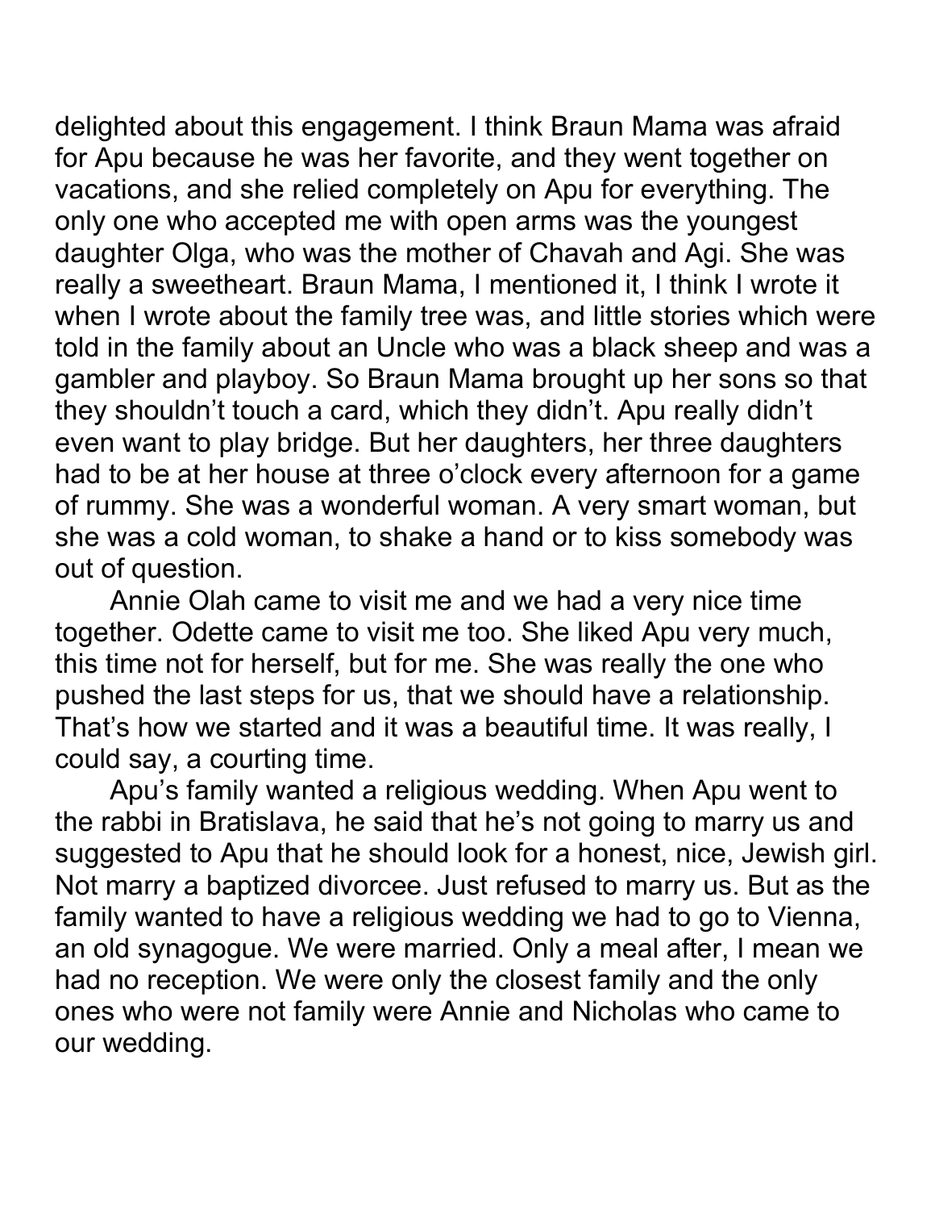delighted about this engagement. I think Braun Mama was afraid for Apu because he was her favorite, and they went together on vacations, and she relied completely on Apu for everything. The only one who accepted me with open arms was the youngest daughter Olga, who was the mother of Chavah and Agi. She was really a sweetheart. Braun Mama, I mentioned it, I think I wrote it when I wrote about the family tree was, and little stories which were told in the family about an Uncle who was a black sheep and was a gambler and playboy. So Braun Mama brought up her sons so that they shouldn't touch a card, which they didn't. Apu really didn't even want to play bridge. But her daughters, her three daughters had to be at her house at three o'clock every afternoon for a game of rummy. She was a wonderful woman. A very smart woman, but she was a cold woman, to shake a hand or to kiss somebody was out of question.

Annie Olah came to visit me and we had a very nice time together. Odette came to visit me too. She liked Apu very much, this time not for herself, but for me. She was really the one who pushed the last steps for us, that we should have a relationship. That's how we started and it was a beautiful time. It was really, I could say, a courting time.

Apu's family wanted a religious wedding. When Apu went to the rabbi in Bratislava, he said that he's not going to marry us and suggested to Apu that he should look for a honest, nice, Jewish girl. Not marry a baptized divorcee. Just refused to marry us. But as the family wanted to have a religious wedding we had to go to Vienna, an old synagogue. We were married. Only a meal after, I mean we had no reception. We were only the closest family and the only ones who were not family were Annie and Nicholas who came to our wedding.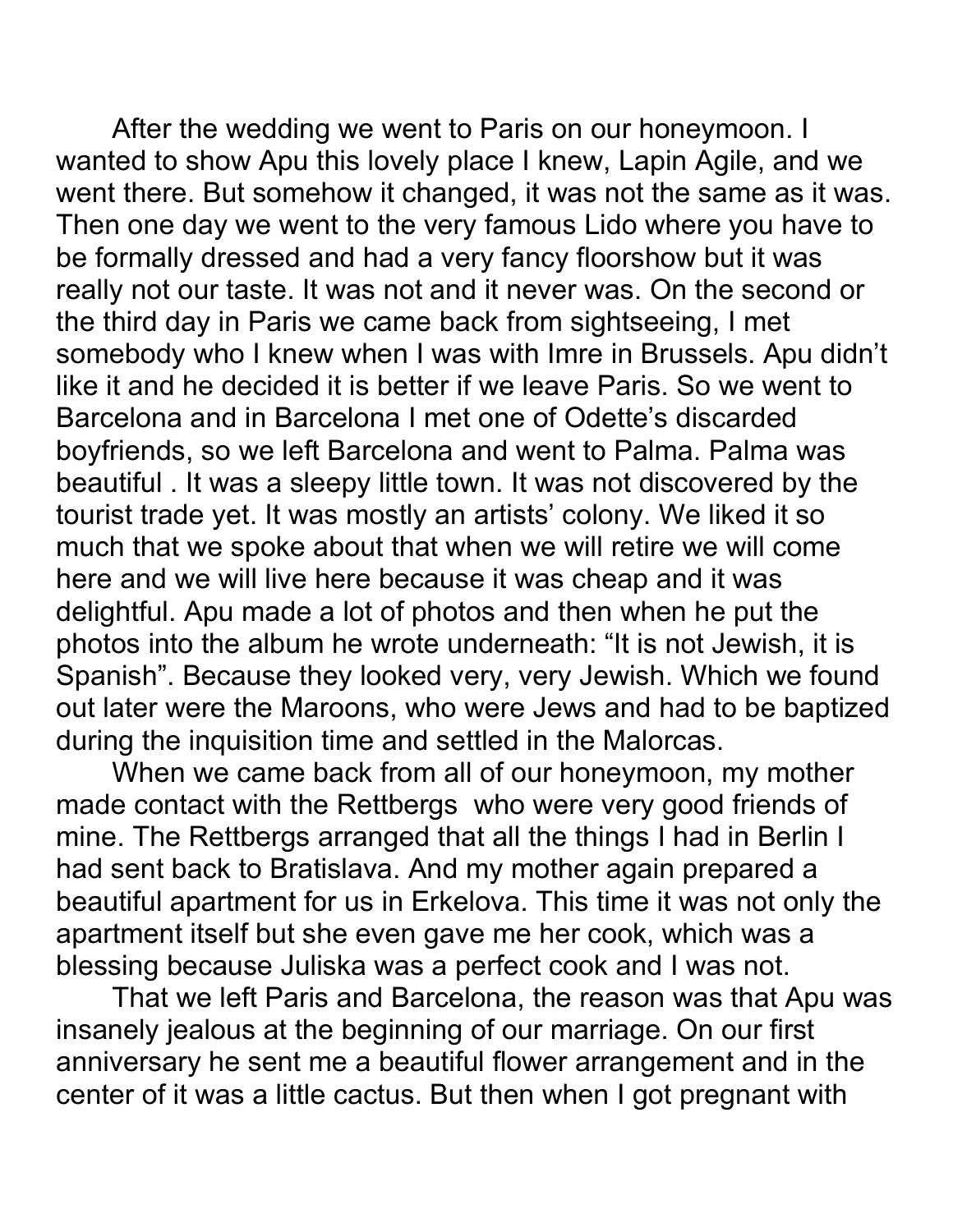After the wedding we went to Paris on our honeymoon. I wanted to show Apu this lovely place I knew, Lapin Agile, and we went there. But somehow it changed, it was not the same as it was. Then one day we went to the very famous Lido where you have to be formally dressed and had a very fancy floorshow but it was really not our taste. It was not and it never was. On the second or the third day in Paris we came back from sightseeing, I met somebody who I knew when I was with Imre in Brussels. Apu didn't like it and he decided it is better if we leave Paris. So we went to Barcelona and in Barcelona I met one of Odette's discarded boyfriends, so we left Barcelona and went to Palma. Palma was beautiful . It was a sleepy little town. It was not discovered by the tourist trade yet. It was mostly an artists' colony. We liked it so much that we spoke about that when we will retire we will come here and we will live here because it was cheap and it was delightful. Apu made a lot of photos and then when he put the photos into the album he wrote underneath: "It is not Jewish, it is Spanish". Because they looked very, very Jewish. Which we found out later were the Maroons, who were Jews and had to be baptized during the inquisition time and settled in the Malorcas.

When we came back from all of our honeymoon, my mother made contact with the Rettbergs who were very good friends of mine. The Rettbergs arranged that all the things I had in Berlin I had sent back to Bratislava. And my mother again prepared a beautiful apartment for us in Erkelova. This time it was not only the apartment itself but she even gave me her cook, which was a blessing because Juliska was a perfect cook and I was not.

That we left Paris and Barcelona, the reason was that Apu was insanely jealous at the beginning of our marriage. On our first anniversary he sent me a beautiful flower arrangement and in the center of it was a little cactus. But then when I got pregnant with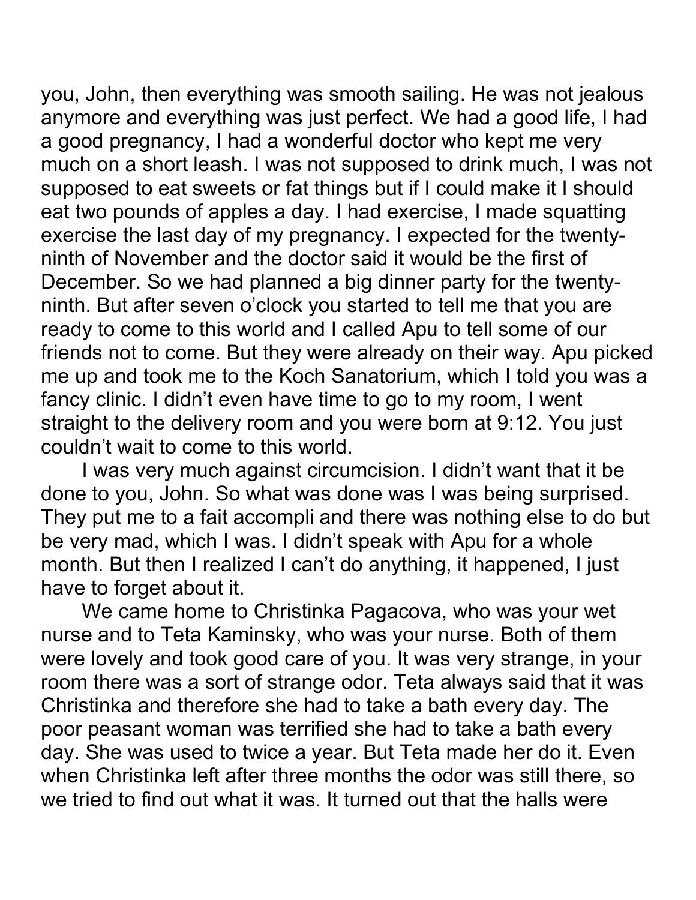you, John, then everything was smooth sailing. He was not jealous anymore and everything was just perfect. We had a good life, I had a good pregnancy, I had a wonderful doctor who kept me very much on a short leash. I was not supposed to drink much, I was not supposed to eat sweets or fat things but if I could make it I should eat two pounds of apples a day. I had exercise, I made squatting exercise the last day of my pregnancy. I expected for the twenty-ninth of November and the doctor said it would be the first of December. So we had planned a big dinner party for the twenty-ninth. But after seven o'clock you started to tell me that you are ready to come to this world and I called Apu to tell some of our friends not to come. But they were already on their way. Apu picked me up and took me to the Koch Sanatorium, which I told you was a fancy clinic. I didn't even have time to go to my room, I went straight to the delivery room and you were born at 9:12. You just couldn't wait to come to this world.

I was very much against circumcision. I didn't want that it be done to you, John. So what was done was I was being surprised. They put me to a fait accompli and there was nothing else to do but be very mad, which I was. I didn't speak with Apu for a whole month. But then I realized I can't do anything, it happened, I just have to forget about it.

We came home to Christinka Pagacova, who was your wet nurse and to Teta Kaminsky, who was your nurse. Both of them were lovely and took good care of you. It was very strange, in your room there was a sort of strange odor. Teta always said that it was Christinka and therefore she had to take a bath every day. The poor peasant woman was terrified she had to take a bath every day. She was used to twice a year. But Teta made her do it. Even when Christinka left after three months the odor was still there, so we tried to find out what it was. It turned out that the halls were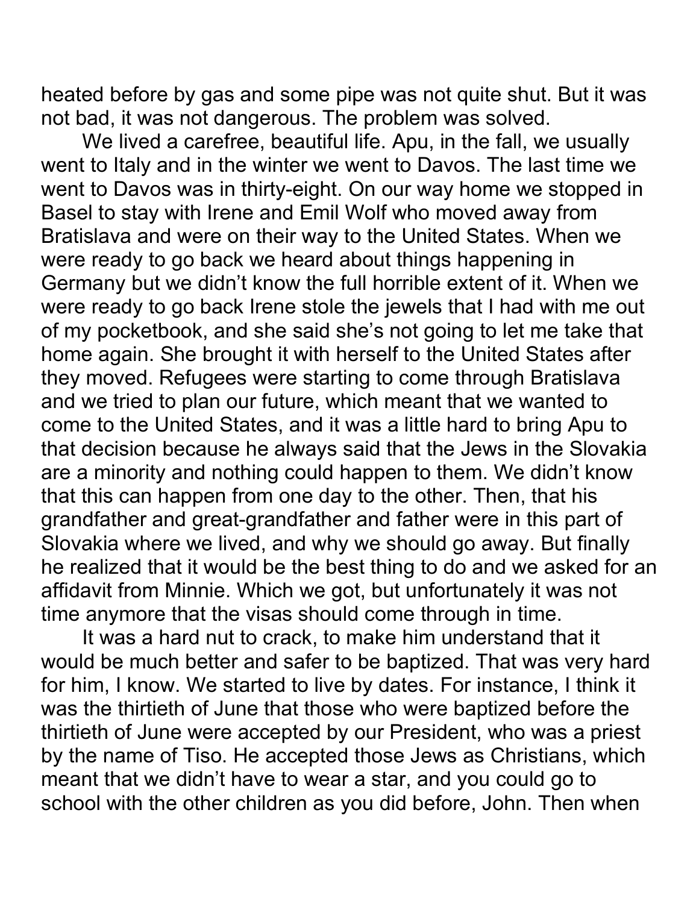heated before by gas and some pipe was not quite shut. But it was not bad, it was not dangerous. The problem was solved.

We lived a carefree, beautiful life. Apu, in the fall, we usually went to Italy and in the winter we went to Davos. The last time we went to Davos was in thirty-eight. On our way home we stopped in Basel to stay with Irene and Emil Wolf who moved away from Bratislava and were on their way to the United States. When we were ready to go back we heard about things happening in Germany but we didn't know the full horrible extent of it. When we were ready to go back Irene stole the jewels that I had with me out of my pocketbook, and she said she's not going to let me take that home again. She brought it with herself to the United States after they moved. Refugees were starting to come through Bratislava and we tried to plan our future, which meant that we wanted to come to the United States, and it was a little hard to bring Apu to that decision because he always said that the Jews in the Slovakia are a minority and nothing could happen to them. We didn't know that this can happen from one day to the other. Then, that his grandfather and great-grandfather and father were in this part of Slovakia where we lived, and why we should go away. But finally he realized that it would be the best thing to do and we asked for an affidavit from Minnie. Which we got, but unfortunately it was not time anymore that the visas should come through in time.

It was a hard nut to crack, to make him understand that it would be much better and safer to be baptized. That was very hard for him, I know. We started to live by dates. For instance, I think it was the thirtieth of June that those who were baptized before the thirtieth of June were accepted by our President, who was a priest by the name of Tiso. He accepted those Jews as Christians, which meant that we didn't have to wear a star, and you could go to school with the other children as you did before, John. Then when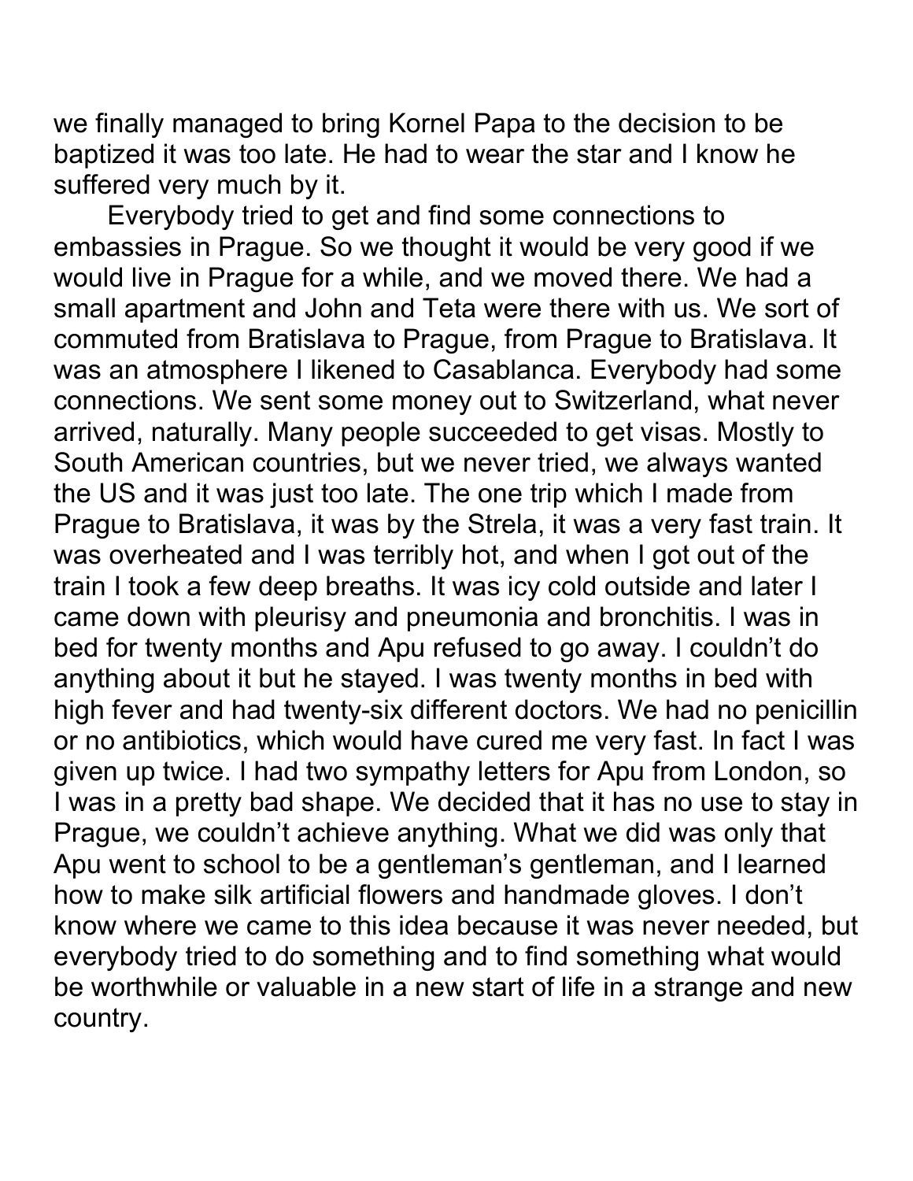we finally managed to bring Kornel Papa to the decision to be baptized it was too late. He had to wear the star and I know he suffered very much by it.

Everybody tried to get and find some connections to embassies in Prague. So we thought it would be very good if we would live in Prague for a while, and we moved there. We had a small apartment and John and Teta were there with us. We sort of commuted from Bratislava to Prague, from Prague to Bratislava. It was an atmosphere I likened to Casablanca. Everybody had some connections. We sent some money out to Switzerland, what never arrived, naturally. Many people succeeded to get visas. Mostly to South American countries, but we never tried, we always wanted the US and it was just too late. The one trip which I made from Prague to Bratislava, it was by the Strela, it was a very fast train. It was overheated and I was terribly hot, and when I got out of the train I took a few deep breaths. It was icy cold outside and later I came down with pleurisy and pneumonia and bronchitis. I was in bed for twenty months and Apu refused to go away. I couldn't do anything about it but he stayed. I was twenty months in bed with high fever and had twenty-six different doctors. We had no penicillin or no antibiotics, which would have cured me very fast. In fact I was given up twice. I had two sympathy letters for Apu from London, so I was in a pretty bad shape. We decided that it has no use to stay in Prague, we couldn't achieve anything. What we did was only that Apu went to school to be a gentleman's gentleman, and I learned how to make silk artificial flowers and handmade gloves. I don't know where we came to this idea because it was never needed, but everybody tried to do something and to find something what would be worthwhile or valuable in a new start of life in a strange and new country.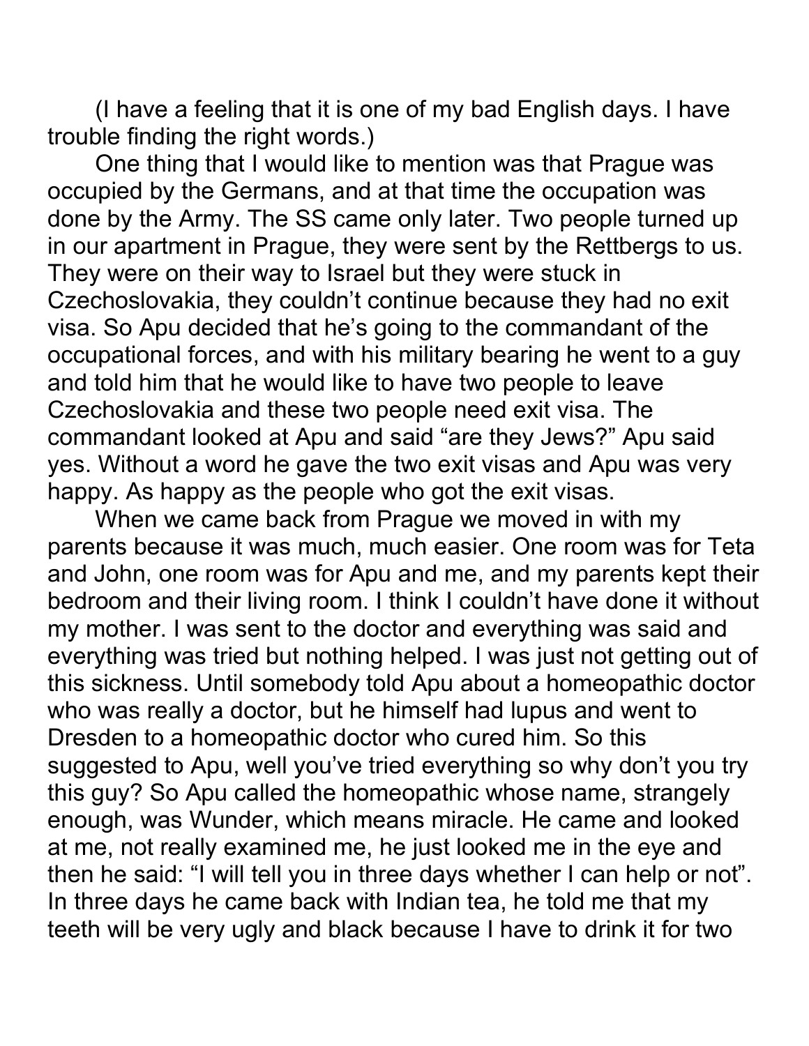(I have a feeling that it is one of my bad English days. I have trouble finding the right words.)

One thing that I would like to mention was that Prague was occupied by the Germans, and at that time the occupation was done by the Army. The SS came only later. Two people turned up in our apartment in Prague, they were sent by the Rettbergs to us. They were on their way to Israel but they were stuck in Czechoslovakia, they couldn't continue because they had no exit visa. So Apu decided that he's going to the commandant of the occupational forces, and with his military bearing he went to a guy and told him that he would like to have two people to leave Czechoslovakia and these two people need exit visa. The commandant looked at Apu and said "are they Jews?" Apu said yes. Without a word he gave the two exit visas and Apu was very happy. As happy as the people who got the exit visas.

When we came back from Prague we moved in with my parents because it was much, much easier. One room was for Teta and John, one room was for Apu and me, and my parents kept their bedroom and their living room. I think I couldn't have done it without my mother. I was sent to the doctor and everything was said and everything was tried but nothing helped. I was just not getting out of this sickness. Until somebody told Apu about a homeopathic doctor who was really a doctor, but he himself had lupus and went to Dresden to a homeopathic doctor who cured him. So this suggested to Apu, well you've tried everything so why don't you try this guy? So Apu called the homeopathic whose name, strangely enough, was Wunder, which means miracle. He came and looked at me, not really examined me, he just looked me in the eye and then he said: "I will tell you in three days whether I can help or not". In three days he came back with Indian tea, he told me that my teeth will be very ugly and black because I have to drink it for two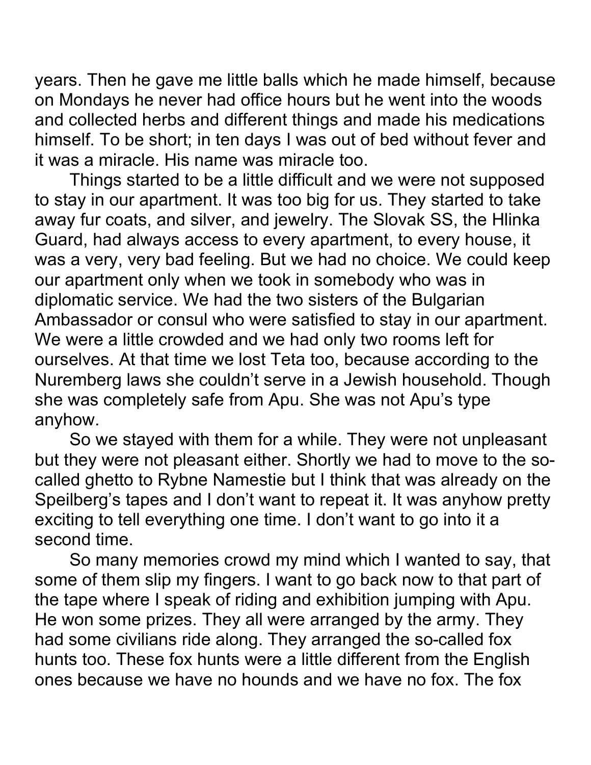years. Then he gave me little balls which he made himself, because on Mondays he never had office hours but he went into the woods and collected herbs and different things and made his medications himself. To be short; in ten days I was out of bed without fever and it was a miracle. His name was miracle too.

Things started to be a little difficult and we were not supposed to stay in our apartment. It was too big for us. They started to take away fur coats, and silver, and jewelry. The Slovak SS, the Hlinka Guard, had always access to every apartment, to every house, it was a very, very bad feeling. But we had no choice. We could keep our apartment only when we took in somebody who was in diplomatic service. We had the two sisters of the Bulgarian Ambassador or consul who were satisfied to stay in our apartment. We were a little crowded and we had only two rooms left for ourselves. At that time we lost Teta too, because according to the Nuremberg laws she couldn't serve in a Jewish household. Though she was completely safe from Apu. She was not Apu's type anyhow.

So we stayed with them for a while. They were not unpleasant but they were not pleasant either. Shortly we had to move to the so-called ghetto to Rybne Namestie but I think that was already on the Speilberg's tapes and I don't want to repeat it. It was anyhow pretty exciting to tell everything one time. I don't want to go into it a second time.

So many memories crowd my mind which I wanted to say, that some of them slip my fingers. I want to go back now to that part of the tape where I speak of riding and exhibition jumping with Apu. He won some prizes. They all were arranged by the army. They had some civilians ride along. They arranged the so-called fox hunts too. These fox hunts were a little different from the English ones because we have no hounds and we have no fox. The fox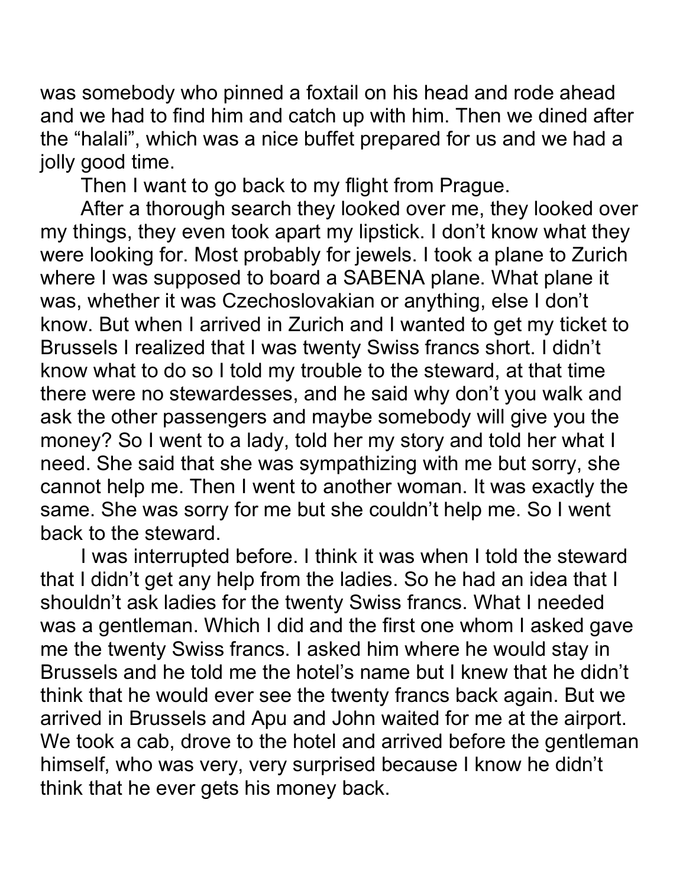was somebody who pinned a foxtail on his head and rode ahead and we had to find him and catch up with him. Then we dined after the "halali", which was a nice buffet prepared for us and we had a jolly good time.

Then I want to go back to my flight from Prague.

After a thorough search they looked over me, they looked over my things, they even took apart my lipstick. I don't know what they were looking for. Most probably for jewels. I took a plane to Zurich where I was supposed to board a SABENA plane. What plane it was, whether it was Czechoslovakian or anything, else I don't know. But when I arrived in Zurich and I wanted to get my ticket to Brussels I realized that I was twenty Swiss francs short. I didn't know what to do so I told my trouble to the steward, at that time there were no stewardesses, and he said why don't you walk and ask the other passengers and maybe somebody will give you the money? So I went to a lady, told her my story and told her what I need. She said that she was sympathizing with me but sorry, she cannot help me. Then I went to another woman. It was exactly the same. She was sorry for me but she couldn't help me. So I went back to the steward.

I was interrupted before. I think it was when I told the steward that I didn't get any help from the ladies. So he had an idea that I shouldn't ask ladies for the twenty Swiss francs. What I needed was a gentleman. Which I did and the first one whom I asked gave me the twenty Swiss francs. I asked him where he would stay in Brussels and he told me the hotel's name but I knew that he didn't think that he would ever see the twenty francs back again. But we arrived in Brussels and Apu and John waited for me at the airport. We took a cab, drove to the hotel and arrived before the gentleman himself, who was very, very surprised because I know he didn't think that he ever gets his money back.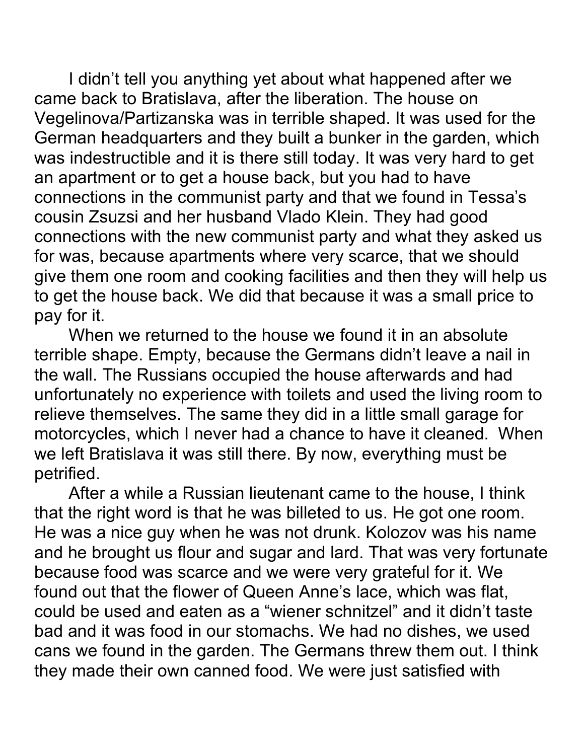I didn't tell you anything yet about what happened after we came back to Bratislava, after the liberation. The house on Vegelinova/Partizanska was in terrible shaped. It was used for the German headquarters and they built a bunker in the garden, which was indestructible and it is there still today. It was very hard to get an apartment or to get a house back, but you had to have connections in the communist party and that we found in Tessa's cousin Zsuzsi and her husband Vlado Klein. They had good connections with the new communist party and what they asked us for was, because apartments where very scarce, that we should give them one room and cooking facilities and then they will help us to get the house back. We did that because it was a small price to pay for it.

When we returned to the house we found it in an absolute terrible shape. Empty, because the Germans didn't leave a nail in the wall. The Russians occupied the house afterwards and had unfortunately no experience with toilets and used the living room to relieve themselves. The same they did in a little small garage for motorcycles, which I never had a chance to have it cleaned. When we left Bratislava it was still there. By now, everything must be petrified.

After a while a Russian lieutenant came to the house, I think that the right word is that he was billeted to us. He got one room. He was a nice guy when he was not drunk. Kolozov was his name and he brought us flour and sugar and lard. That was very fortunate because food was scarce and we were very grateful for it. We found out that the flower of Queen Anne's lace, which was flat, could be used and eaten as a "wiener schnitzel" and it didn't taste bad and it was food in our stomachs. We had no dishes, we used cans we found in the garden. The Germans threw them out. I think they made their own canned food. We were just satisfied with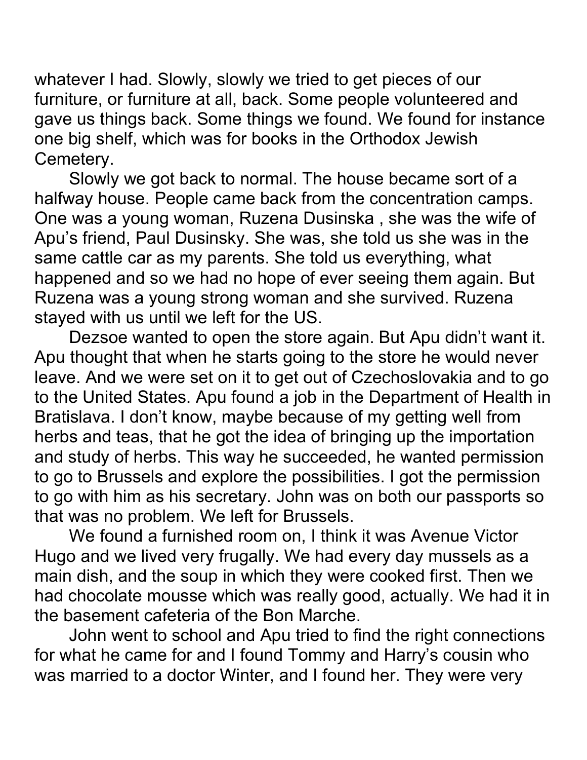whatever I had. Slowly, slowly we tried to get pieces of our furniture, or furniture at all, back. Some people volunteered and gave us things back. Some things we found. We found for instance one big shelf, which was for books in the Orthodox Jewish Cemetery.

Slowly we got back to normal. The house became sort of a halfway house. People came back from the concentration camps. One was a young woman, Ruzena Dusinska , she was the wife of Apu's friend, Paul Dusinsky. She was, she told us she was in the same cattle car as my parents. She told us everything, what happened and so we had no hope of ever seeing them again. But Ruzena was a young strong woman and she survived. Ruzena stayed with us until we left for the US.

Dezsoe wanted to open the store again. But Apu didn't want it. Apu thought that when he starts going to the store he would never leave. And we were set on it to get out of Czechoslovakia and to go to the United States. Apu found a job in the Department of Health in Bratislava. I don't know, maybe because of my getting well from herbs and teas, that he got the idea of bringing up the importation and study of herbs. This way he succeeded, he wanted permission to go to Brussels and explore the possibilities. I got the permission to go with him as his secretary. John was on both our passports so that was no problem. We left for Brussels.

We found a furnished room on, I think it was Avenue Victor Hugo and we lived very frugally. We had every day mussels as a main dish, and the soup in which they were cooked first. Then we had chocolate mousse which was really good, actually. We had it in the basement cafeteria of the Bon Marche.

John went to school and Apu tried to find the right connections for what he came for and I found Tommy and Harry's cousin who was married to a doctor Winter, and I found her. They were very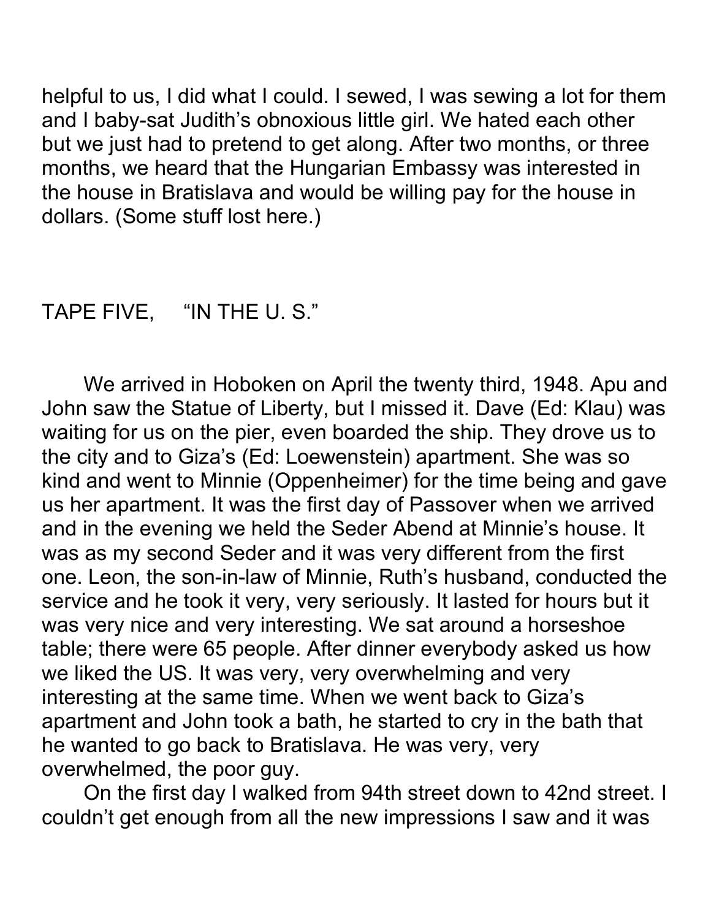helpful to us, I did what I could. I sewed, I was sewing a lot for them and I baby-sat Judith's obnoxious little girl. We hated each other but we just had to pretend to get along. After two months, or three months, we heard that the Hungarian Embassy was interested in the house in Bratislava and would be willing pay for the house in dollars. (Some stuff lost here.)

## TAPE FIVE, "IN THE U. S."

We arrived in Hoboken on April the twenty third, 1948. Apu and John saw the Statue of Liberty, but I missed it. Dave (Ed: Klau) was waiting for us on the pier, even boarded the ship. They drove us to the city and to Giza's (Ed: Loewenstein) apartment. She was so kind and went to Minnie (Oppenheimer) for the time being and gave us her apartment. It was the first day of Passover when we arrived and in the evening we held the Seder Abend at Minnie's house. It was as my second Seder and it was very different from the first one. Leon, the son-in-law of Minnie, Ruth's husband, conducted the service and he took it very, very seriously. It lasted for hours but it was very nice and very interesting. We sat around a horseshoe table; there were 65 people. After dinner everybody asked us how we liked the US. It was very, very overwhelming and very interesting at the same time. When we went back to Giza's apartment and John took a bath, he started to cry in the bath that he wanted to go back to Bratislava. He was very, very overwhelmed, the poor guy.

On the first day I walked from 94th street down to 42nd street. I couldn't get enough from all the new impressions I saw and it was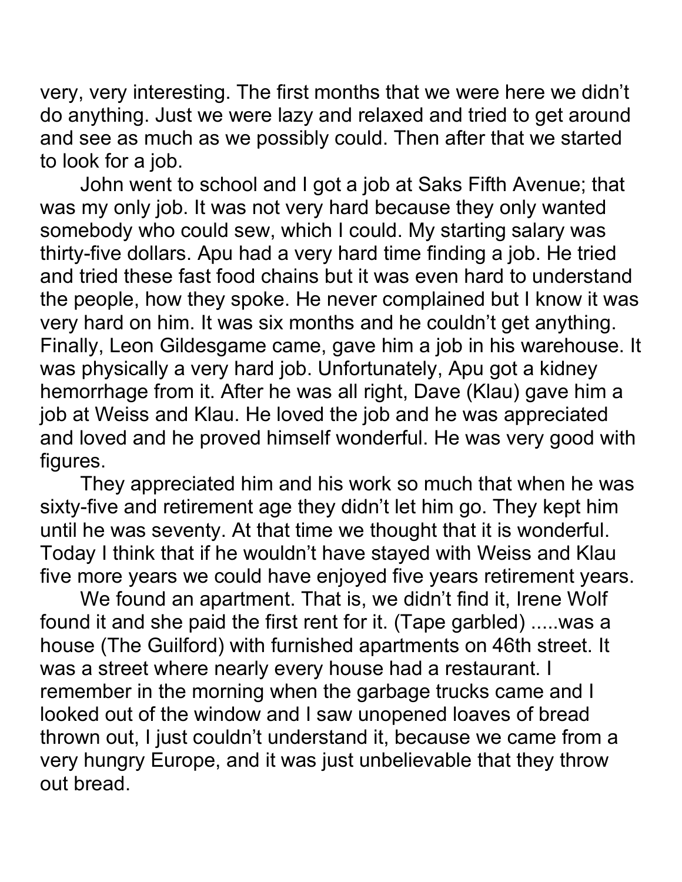very, very interesting. The first months that we were here we didn't do anything. Just we were lazy and relaxed and tried to get around and see as much as we possibly could. Then after that we started to look for a job.

John went to school and I got a job at Saks Fifth Avenue; that was my only job. It was not very hard because they only wanted somebody who could sew, which I could. My starting salary was thirty-five dollars. Apu had a very hard time finding a job. He tried and tried these fast food chains but it was even hard to understand the people, how they spoke. He never complained but I know it was very hard on him. It was six months and he couldn't get anything. Finally, Leon Gildesgame came, gave him a job in his warehouse. It was physically a very hard job. Unfortunately, Apu got a kidney hemorrhage from it. After he was all right, Dave (Klau) gave him a job at Weiss and Klau. He loved the job and he was appreciated and loved and he proved himself wonderful. He was very good with figures.

They appreciated him and his work so much that when he was sixty-five and retirement age they didn't let him go. They kept him until he was seventy. At that time we thought that it is wonderful. Today I think that if he wouldn't have stayed with Weiss and Klau five more years we could have enjoyed five years retirement years.

We found an apartment. That is, we didn't find it, Irene Wolf found it and she paid the first rent for it. (Tape garbled) .....was a house (The Guilford) with furnished apartments on 46th street. It was a street where nearly every house had a restaurant. I remember in the morning when the garbage trucks came and I looked out of the window and I saw unopened loaves of bread thrown out, I just couldn't understand it, because we came from a very hungry Europe, and it was just unbelievable that they throw out bread.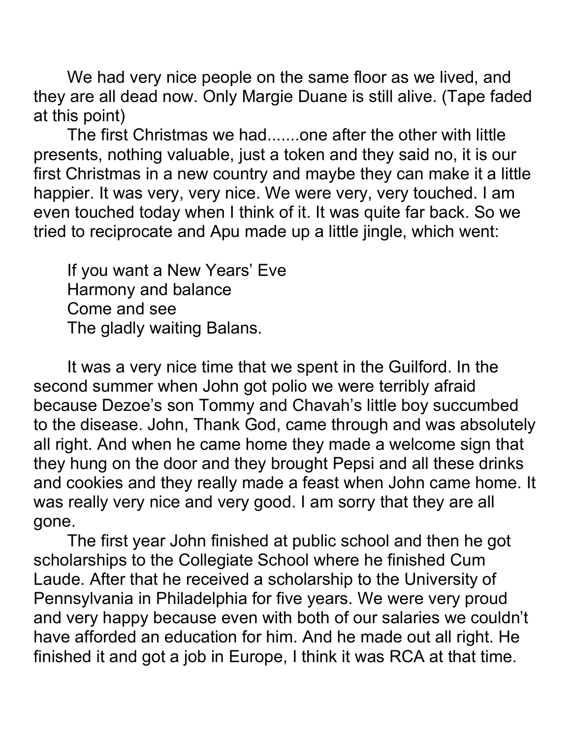We had very nice people on the same floor as we lived, and they are all dead now. Only Margie Duane is still alive. (Tape faded at this point)

The first Christmas we had.......one after the other with little presents, nothing valuable, just a token and they said no, it is our first Christmas in a new country and maybe they can make it a little happier. It was very, very nice. We were very, very touched. I am even touched today when I think of it. It was quite far back. So we tried to reciprocate and Apu made up a little jingle, which went:

If you want a New Years' Eve  
Harmony and balance  
Come and see  
The gladly waiting Balans.

It was a very nice time that we spent in the Guilford. In the second summer when John got polio we were terribly afraid because Dezoe's son Tommy and Chavah's little boy succumbed to the disease. John, Thank God, came through and was absolutely all right. And when he came home they made a welcome sign that they hung on the door and they brought Pepsi and all these drinks and cookies and they really made a feast when John came home. It was really very nice and very good. I am sorry that they are all gone.

The first year John finished at public school and then he got scholarships to the Collegiate School where he finished Cum Laude. After that he received a scholarship to the University of Pennsylvania in Philadelphia for five years. We were very proud and very happy because even with both of our salaries we couldn't have afforded an education for him. And he made out all right. He finished it and got a job in Europe, I think it was RCA at that time.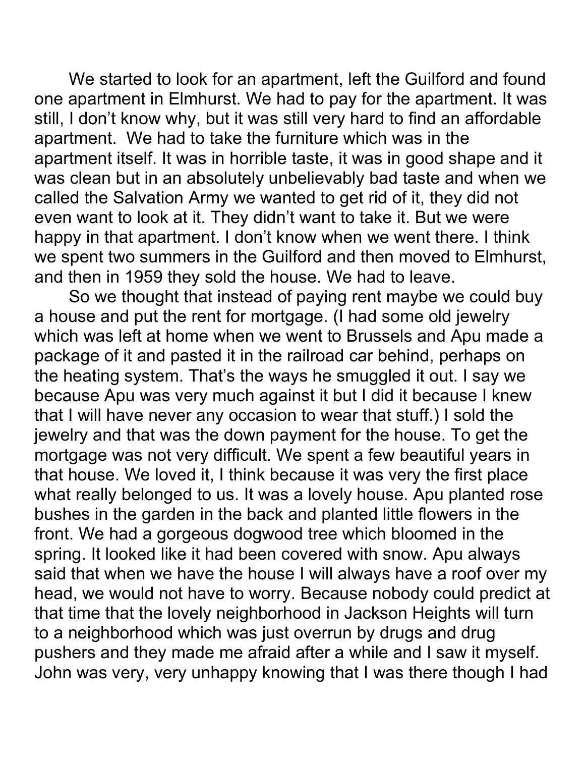We started to look for an apartment, left the Guilford and found one apartment in Elmhurst. We had to pay for the apartment. It was still, I don't know why, but it was still very hard to find an affordable apartment.  We had to take the furniture which was in the apartment itself. It was in horrible taste, it was in good shape and it was clean but in an absolutely unbelievably bad taste and when we called the Salvation Army we wanted to get rid of it, they did not even want to look at it. They didn't want to take it. But we were happy in that apartment. I don't know when we went there. I think we spent two summers in the Guilford and then moved to Elmhurst, and then in 1959 they sold the house. We had to leave.

So we thought that instead of paying rent maybe we could buy a house and put the rent for mortgage. (I had some old jewelry which was left at home when we went to Brussels and Apu made a package of it and pasted it in the railroad car behind, perhaps on the heating system. That's the ways he smuggled it out. I say we because Apu was very much against it but I did it because I knew that I will have never any occasion to wear that stuff.) I sold the jewelry and that was the down payment for the house. To get the mortgage was not very difficult. We spent a few beautiful years in that house. We loved it, I think because it was very the first place what really belonged to us. It was a lovely house. Apu planted rose bushes in the garden in the back and planted little flowers in the front. We had a gorgeous dogwood tree which bloomed in the spring. It looked like it had been covered with snow. Apu always said that when we have the house I will always have a roof over my head, we would not have to worry. Because nobody could predict at that time that the lovely neighborhood in Jackson Heights will turn to a neighborhood which was just overrun by drugs and drug pushers and they made me afraid after a while and I saw it myself. John was very, very unhappy knowing that I was there though I had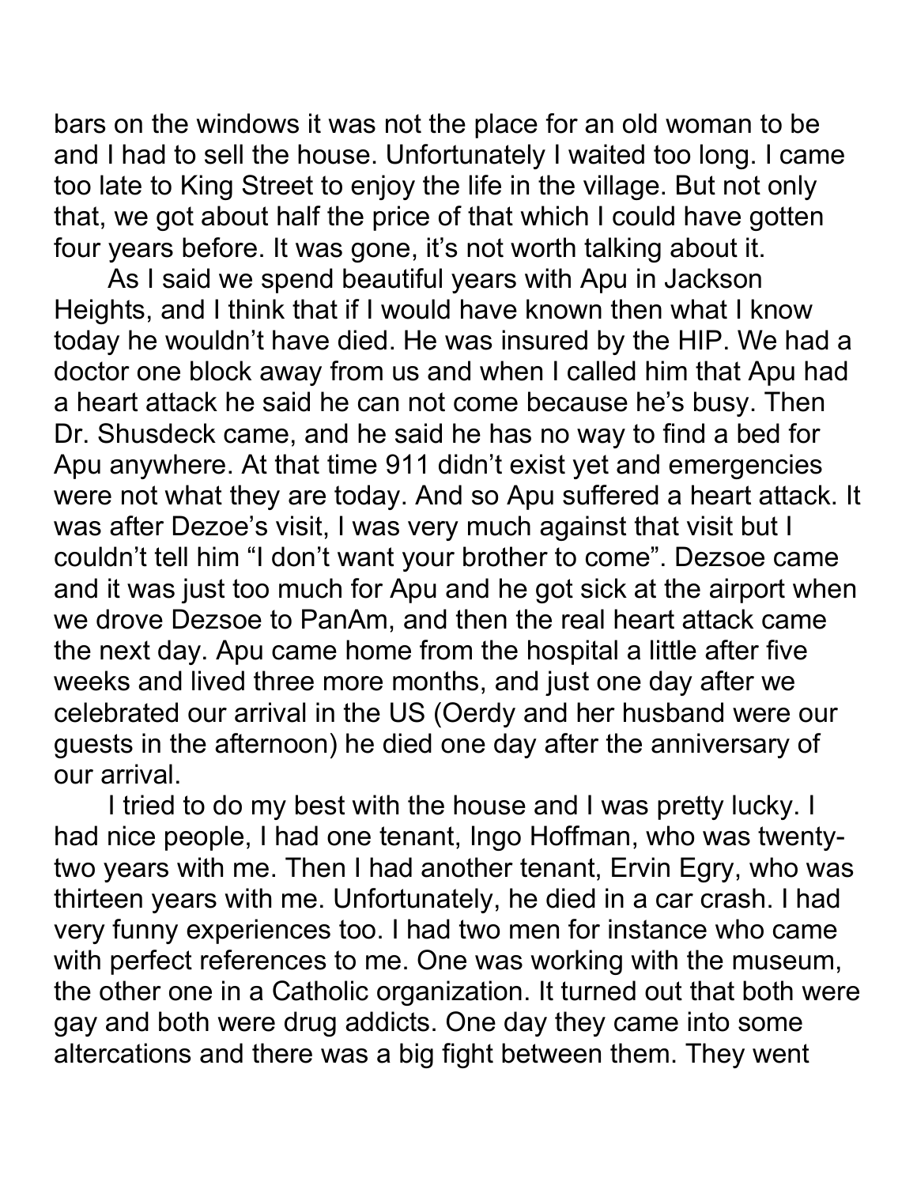bars on the windows it was not the place for an old woman to be and I had to sell the house. Unfortunately I waited too long. I came too late to King Street to enjoy the life in the village. But not only that, we got about half the price of that which I could have gotten four years before. It was gone, it's not worth talking about it.

As I said we spend beautiful years with Apu in Jackson Heights, and I think that if I would have known then what I know today he wouldn't have died. He was insured by the HIP. We had a doctor one block away from us and when I called him that Apu had a heart attack he said he can not come because he's busy. Then Dr. Shusdeck came, and he said he has no way to find a bed for Apu anywhere. At that time 911 didn't exist yet and emergencies were not what they are today. And so Apu suffered a heart attack. It was after Dezoe's visit, I was very much against that visit but I couldn't tell him "I don't want your brother to come". Dezsoe came and it was just too much for Apu and he got sick at the airport when we drove Dezsoe to PanAm, and then the real heart attack came the next day. Apu came home from the hospital a little after five weeks and lived three more months, and just one day after we celebrated our arrival in the US (Oerdy and her husband were our guests in the afternoon) he died one day after the anniversary of our arrival.

I tried to do my best with the house and I was pretty lucky. I had nice people, I had one tenant, Ingo Hoffman, who was twenty-two years with me. Then I had another tenant, Ervin Egry, who was thirteen years with me. Unfortunately, he died in a car crash. I had very funny experiences too. I had two men for instance who came with perfect references to me. One was working with the museum, the other one in a Catholic organization. It turned out that both were gay and both were drug addicts. One day they came into some altercations and there was a big fight between them. They went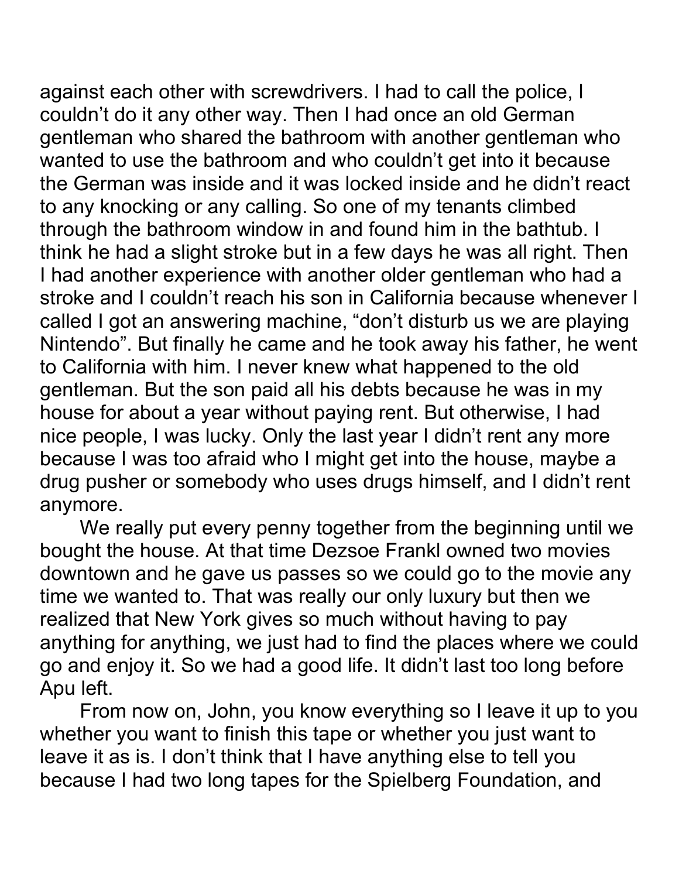against each other with screwdrivers. I had to call the police, I couldn't do it any other way. Then I had once an old German gentleman who shared the bathroom with another gentleman who wanted to use the bathroom and who couldn't get into it because the German was inside and it was locked inside and he didn't react to any knocking or any calling. So one of my tenants climbed through the bathroom window in and found him in the bathtub. I think he had a slight stroke but in a few days he was all right. Then I had another experience with another older gentleman who had a stroke and I couldn't reach his son in California because whenever I called I got an answering machine, "don't disturb us we are playing Nintendo". But finally he came and he took away his father, he went to California with him. I never knew what happened to the old gentleman. But the son paid all his debts because he was in my house for about a year without paying rent. But otherwise, I had nice people, I was lucky. Only the last year I didn't rent any more because I was too afraid who I might get into the house, maybe a drug pusher or somebody who uses drugs himself, and I didn't rent anymore.

We really put every penny together from the beginning until we bought the house. At that time Dezsoe Frankl owned two movies downtown and he gave us passes so we could go to the movie any time we wanted to. That was really our only luxury but then we realized that New York gives so much without having to pay anything for anything, we just had to find the places where we could go and enjoy it. So we had a good life. It didn't last too long before Apu left.

From now on, John, you know everything so I leave it up to you whether you want to finish this tape or whether you just want to leave it as is. I don't think that I have anything else to tell you because I had two long tapes for the Spielberg Foundation, and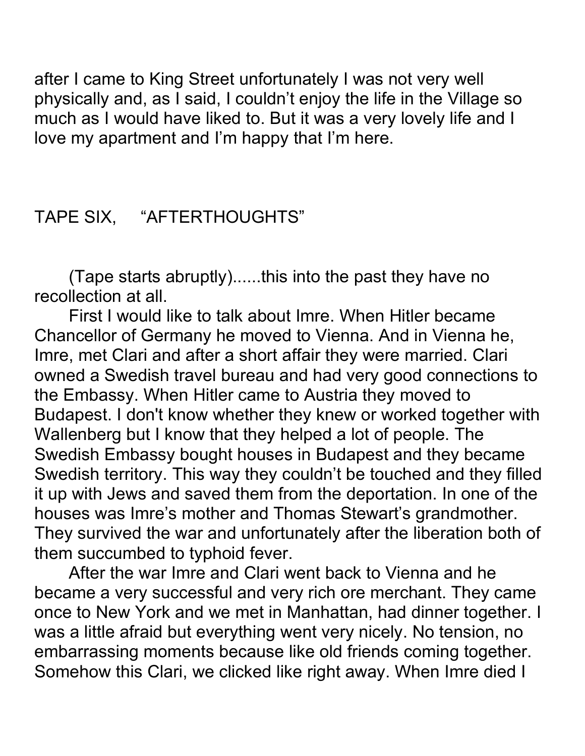after I came to King Street unfortunately I was not very well physically and, as I said, I couldn't enjoy the life in the Village so much as I would have liked to. But it was a very lovely life and I love my apartment and I'm happy that I'm here.

## TAPE SIX, "AFTERTHOUGHTS"

(Tape starts abruptly)......this into the past they have no recollection at all.

First I would like to talk about Imre. When Hitler became Chancellor of Germany he moved to Vienna. And in Vienna he, Imre, met Clari and after a short affair they were married. Clari owned a Swedish travel bureau and had very good connections to the Embassy. When Hitler came to Austria they moved to Budapest. I don't know whether they knew or worked together with Wallenberg but I know that they helped a lot of people. The Swedish Embassy bought houses in Budapest and they became Swedish territory. This way they couldn't be touched and they filled it up with Jews and saved them from the deportation. In one of the houses was Imre's mother and Thomas Stewart's grandmother. They survived the war and unfortunately after the liberation both of them succumbed to typhoid fever.

After the war Imre and Clari went back to Vienna and he became a very successful and very rich ore merchant. They came once to New York and we met in Manhattan, had dinner together. I was a little afraid but everything went very nicely. No tension, no embarrassing moments because like old friends coming together. Somehow this Clari, we clicked like right away. When Imre died I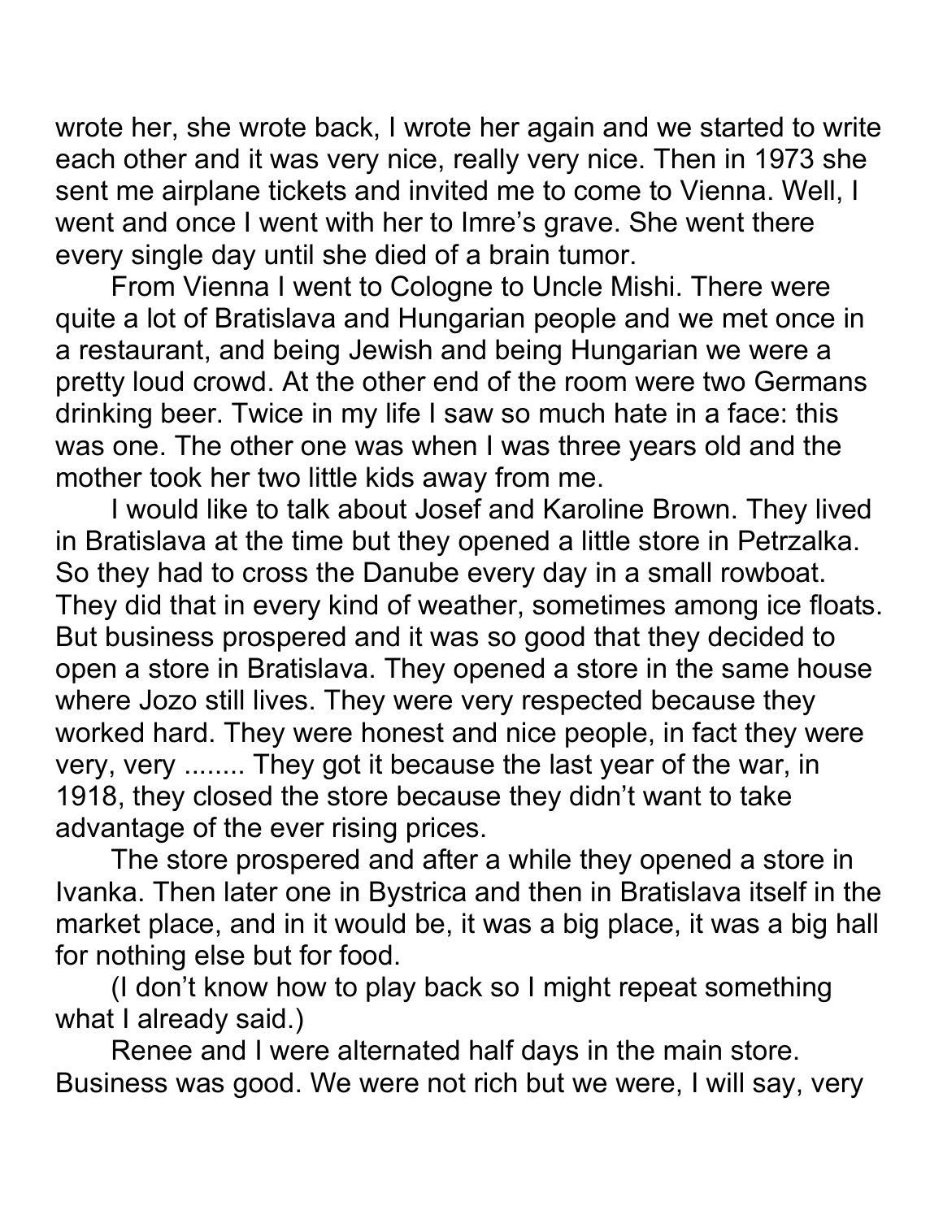wrote her, she wrote back, I wrote her again and we started to write each other and it was very nice, really very nice. Then in 1973 she sent me airplane tickets and invited me to come to Vienna. Well, I went and once I went with her to Imre's grave. She went there every single day until she died of a brain tumor.

From Vienna I went to Cologne to Uncle Mishi. There were quite a lot of Bratislava and Hungarian people and we met once in a restaurant, and being Jewish and being Hungarian we were a pretty loud crowd. At the other end of the room were two Germans drinking beer. Twice in my life I saw so much hate in a face: this was one. The other one was when I was three years old and the mother took her two little kids away from me.

I would like to talk about Josef and Karoline Brown. They lived in Bratislava at the time but they opened a little store in Petrzalka. So they had to cross the Danube every day in a small rowboat. They did that in every kind of weather, sometimes among ice floats. But business prospered and it was so good that they decided to open a store in Bratislava. They opened a store in the same house where Jozo still lives. They were very respected because they worked hard. They were honest and nice people, in fact they were very, very ........ They got it because the last year of the war, in 1918, they closed the store because they didn't want to take advantage of the ever rising prices.

The store prospered and after a while they opened a store in Ivanka. Then later one in Bystrica and then in Bratislava itself in the market place, and in it would be, it was a big place, it was a big hall for nothing else but for food.

(I don't know how to play back so I might repeat something what I already said.)

Renee and I were alternated half days in the main store. Business was good. We were not rich but we were, I will say, very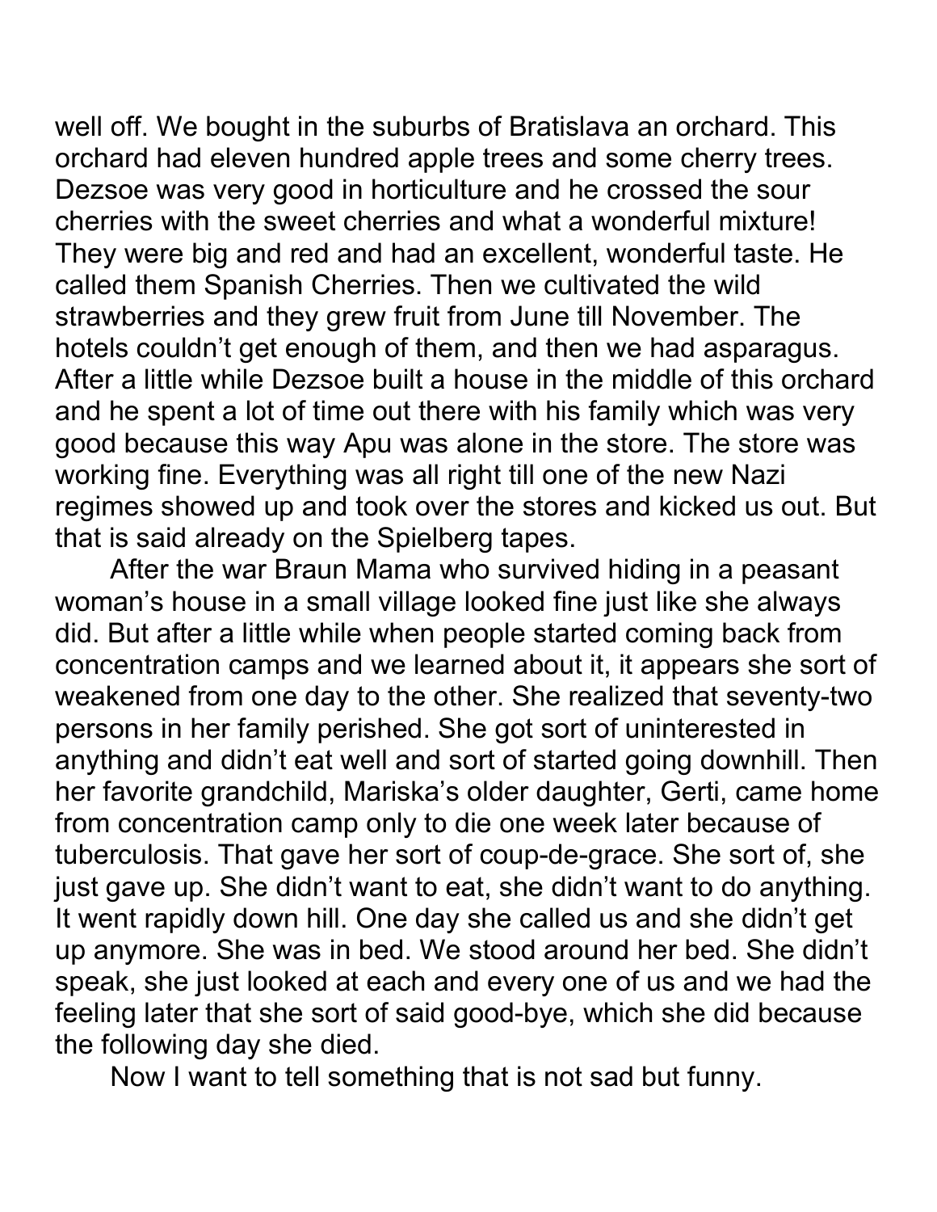well off. We bought in the suburbs of Bratislava an orchard. This orchard had eleven hundred apple trees and some cherry trees. Dezsoe was very good in horticulture and he crossed the sour cherries with the sweet cherries and what a wonderful mixture! They were big and red and had an excellent, wonderful taste. He called them Spanish Cherries. Then we cultivated the wild strawberries and they grew fruit from June till November. The hotels couldn't get enough of them, and then we had asparagus. After a little while Dezsoe built a house in the middle of this orchard and he spent a lot of time out there with his family which was very good because this way Apu was alone in the store. The store was working fine. Everything was all right till one of the new Nazi regimes showed up and took over the stores and kicked us out. But that is said already on the Spielberg tapes.

After the war Braun Mama who survived hiding in a peasant woman's house in a small village looked fine just like she always did. But after a little while when people started coming back from concentration camps and we learned about it, it appears she sort of weakened from one day to the other. She realized that seventy-two persons in her family perished. She got sort of uninterested in anything and didn't eat well and sort of started going downhill. Then her favorite grandchild, Mariska's older daughter, Gerti, came home from concentration camp only to die one week later because of tuberculosis. That gave her sort of coup-de-grace. She sort of, she just gave up. She didn't want to eat, she didn't want to do anything. It went rapidly down hill. One day she called us and she didn't get up anymore. She was in bed. We stood around her bed. She didn't speak, she just looked at each and every one of us and we had the feeling later that she sort of said good-bye, which she did because the following day she died.

Now I want to tell something that is not sad but funny.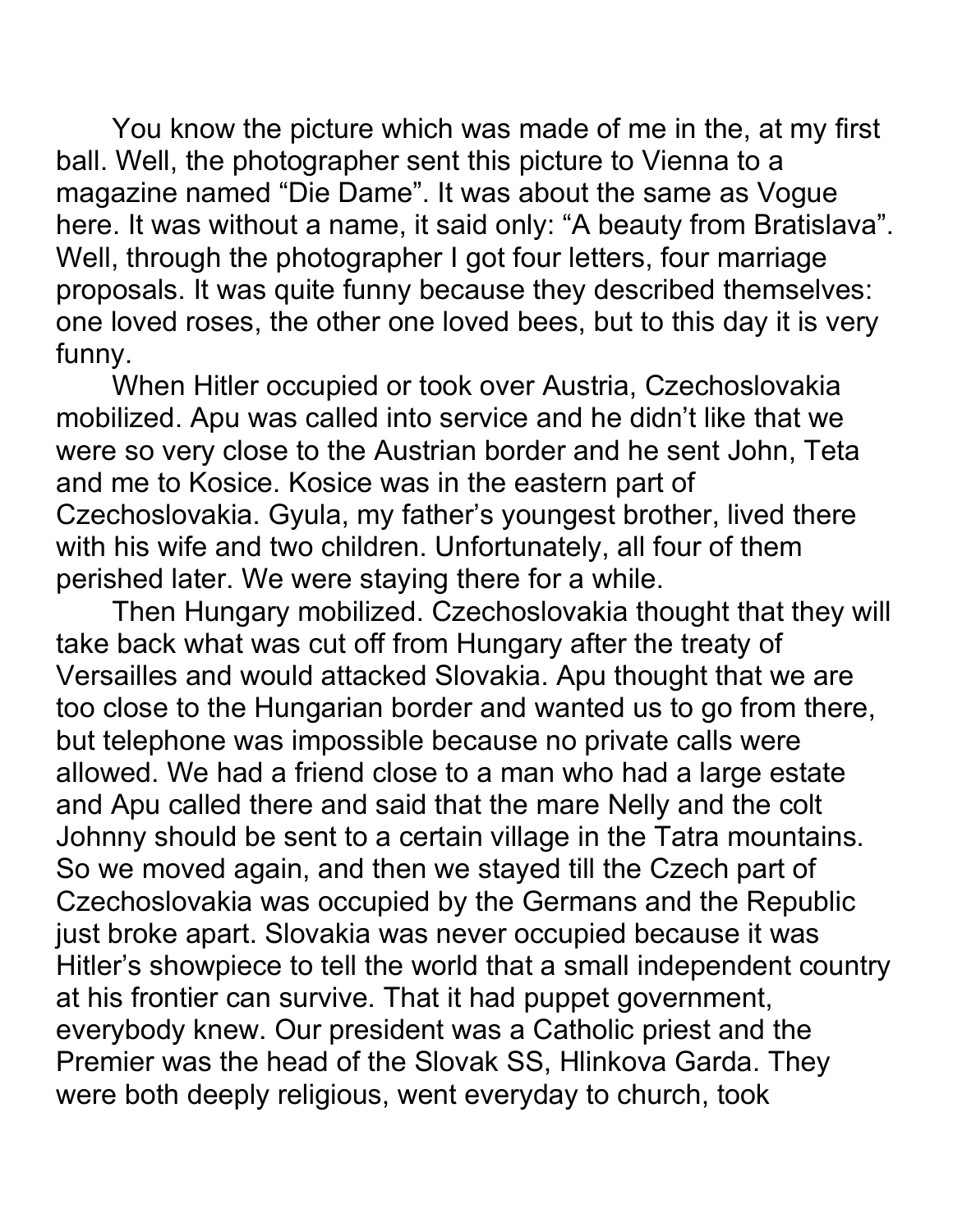You know the picture which was made of me in the, at my first ball. Well, the photographer sent this picture to Vienna to a magazine named “Die Dame”. It was about the same as Vogue here. It was without a name, it said only: “A beauty from Bratislava”. Well, through the photographer I got four letters, four marriage proposals. It was quite funny because they described themselves: one loved roses, the other one loved bees, but to this day it is very funny.

When Hitler occupied or took over Austria, Czechoslovakia mobilized. Apu was called into service and he didn’t like that we were so very close to the Austrian border and he sent John, Teta and me to Kosice. Kosice was in the eastern part of Czechoslovakia. Gyula, my father’s youngest brother, lived there with his wife and two children. Unfortunately, all four of them perished later. We were staying there for a while.

Then Hungary mobilized. Czechoslovakia thought that they will take back what was cut off from Hungary after the treaty of Versailles and would attacked Slovakia. Apu thought that we are too close to the Hungarian border and wanted us to go from there, but telephone was impossible because no private calls were allowed. We had a friend close to a man who had a large estate and Apu called there and said that the mare Nelly and the colt Johnny should be sent to a certain village in the Tatra mountains. So we moved again, and then we stayed till the Czech part of Czechoslovakia was occupied by the Germans and the Republic just broke apart. Slovakia was never occupied because it was Hitler’s showpiece to tell the world that a small independent country at his frontier can survive. That it had puppet government, everybody knew. Our president was a Catholic priest and the Premier was the head of the Slovak SS, Hlinkova Garda. They were both deeply religious, went everyday to church, took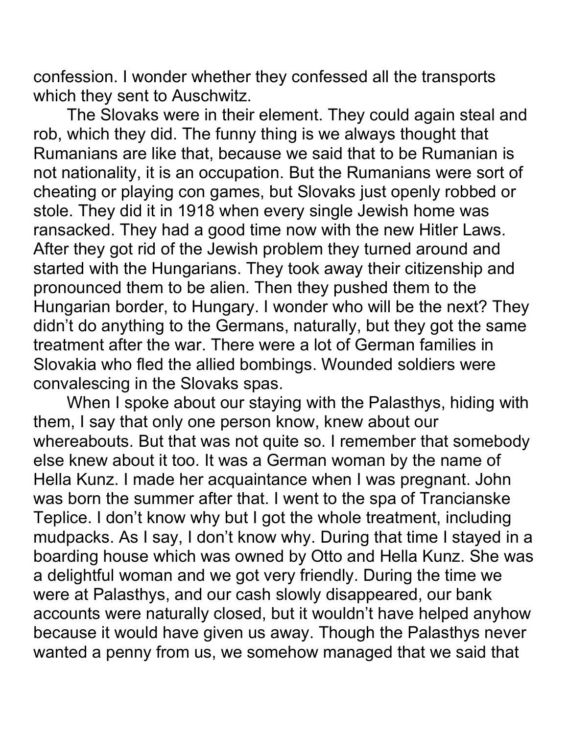confession. I wonder whether they confessed all the transports which they sent to Auschwitz.

The Slovaks were in their element. They could again steal and rob, which they did. The funny thing is we always thought that Rumanians are like that, because we said that to be Rumanian is not nationality, it is an occupation. But the Rumanians were sort of cheating or playing con games, but Slovaks just openly robbed or stole. They did it in 1918 when every single Jewish home was ransacked. They had a good time now with the new Hitler Laws. After they got rid of the Jewish problem they turned around and started with the Hungarians. They took away their citizenship and pronounced them to be alien. Then they pushed them to the Hungarian border, to Hungary. I wonder who will be the next? They didn't do anything to the Germans, naturally, but they got the same treatment after the war. There were a lot of German families in Slovakia who fled the allied bombings. Wounded soldiers were convalescing in the Slovaks spas.

When I spoke about our staying with the Palasthys, hiding with them, I say that only one person know, knew about our whereabouts. But that was not quite so. I remember that somebody else knew about it too. It was a German woman by the name of Hella Kunz. I made her acquaintance when I was pregnant. John was born the summer after that. I went to the spa of Trancianske Teplice. I don't know why but I got the whole treatment, including mudpacks. As I say, I don't know why. During that time I stayed in a boarding house which was owned by Otto and Hella Kunz. She was a delightful woman and we got very friendly. During the time we were at Palasthys, and our cash slowly disappeared, our bank accounts were naturally closed, but it wouldn't have helped anyhow because it would have given us away. Though the Palasthys never wanted a penny from us, we somehow managed that we said that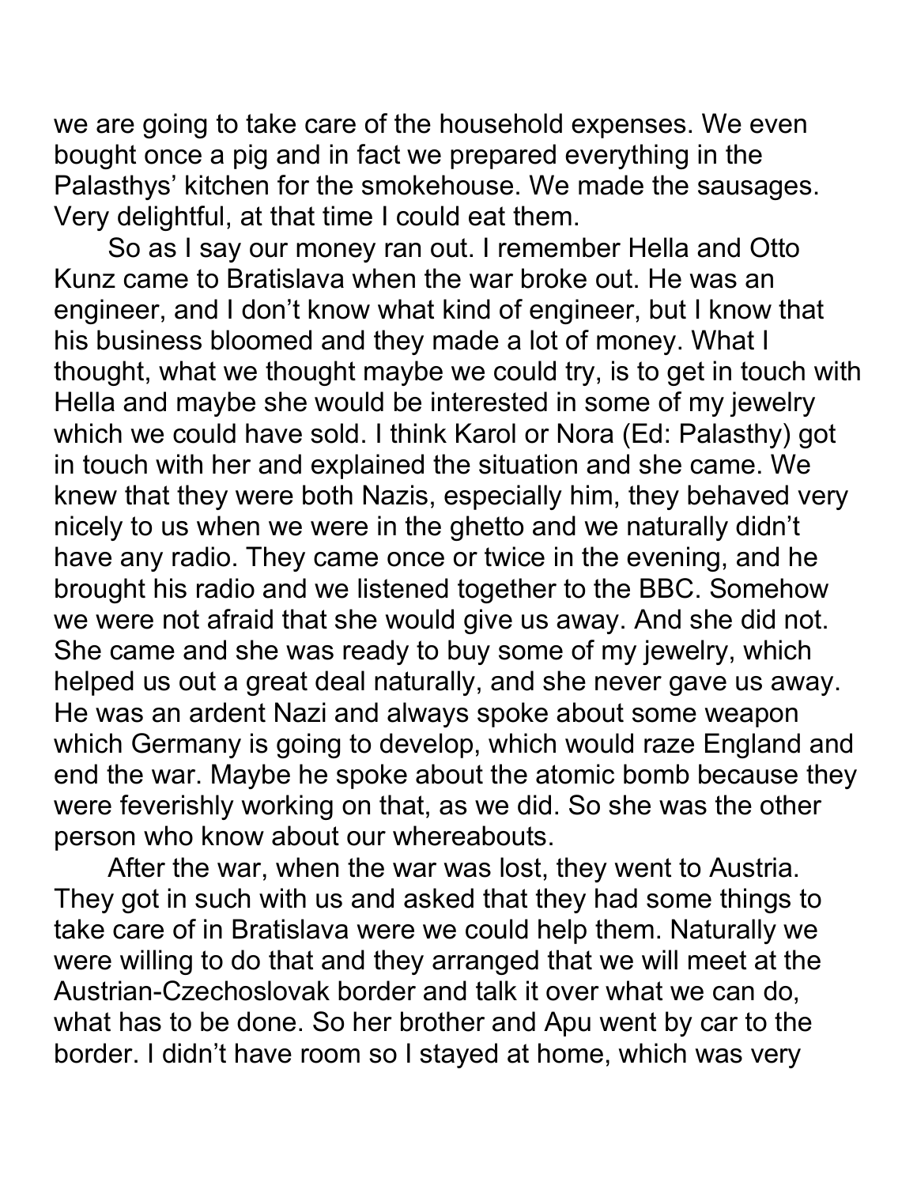we are going to take care of the household expenses. We even bought once a pig and in fact we prepared everything in the Palasthys' kitchen for the smokehouse. We made the sausages. Very delightful, at that time I could eat them.

So as I say our money ran out. I remember Hella and Otto Kunz came to Bratislava when the war broke out. He was an engineer, and I don't know what kind of engineer, but I know that his business bloomed and they made a lot of money. What I thought, what we thought maybe we could try, is to get in touch with Hella and maybe she would be interested in some of my jewelry which we could have sold. I think Karol or Nora (Ed: Palasthy) got in touch with her and explained the situation and she came. We knew that they were both Nazis, especially him, they behaved very nicely to us when we were in the ghetto and we naturally didn't have any radio. They came once or twice in the evening, and he brought his radio and we listened together to the BBC. Somehow we were not afraid that she would give us away. And she did not. She came and she was ready to buy some of my jewelry, which helped us out a great deal naturally, and she never gave us away. He was an ardent Nazi and always spoke about some weapon which Germany is going to develop, which would raze England and end the war. Maybe he spoke about the atomic bomb because they were feverishly working on that, as we did. So she was the other person who know about our whereabouts.

After the war, when the war was lost, they went to Austria. They got in such with us and asked that they had some things to take care of in Bratislava were we could help them. Naturally we were willing to do that and they arranged that we will meet at the Austrian-Czechoslovak border and talk it over what we can do, what has to be done. So her brother and Apu went by car to the border. I didn't have room so I stayed at home, which was very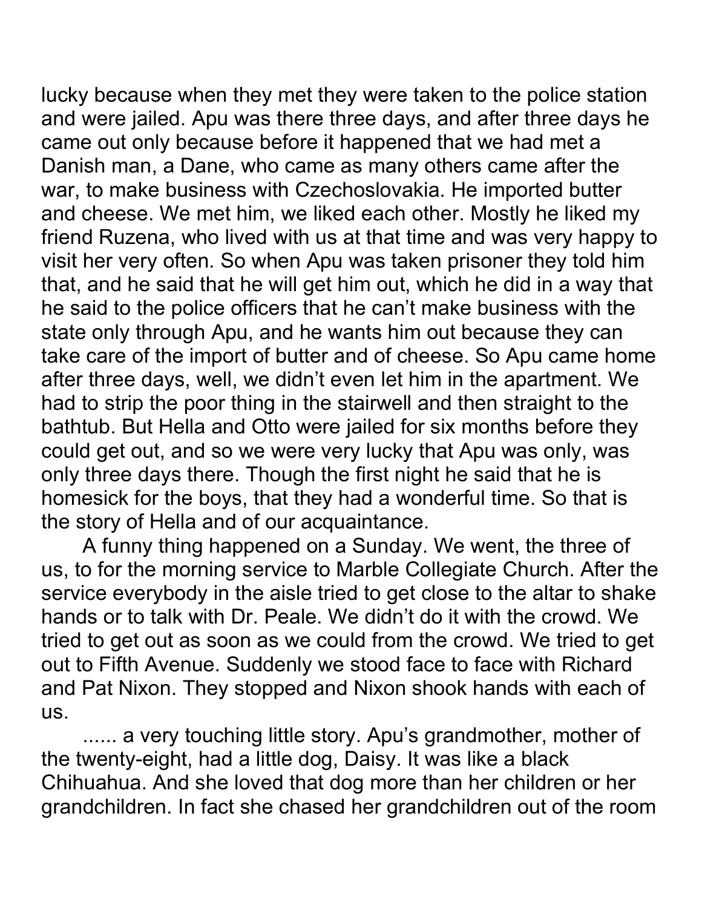lucky because when they met they were taken to the police station and were jailed. Apu was there three days, and after three days he came out only because before it happened that we had met a Danish man, a Dane, who came as many others came after the war, to make business with Czechoslovakia. He imported butter and cheese. We met him, we liked each other. Mostly he liked my friend Ruzena, who lived with us at that time and was very happy to visit her very often. So when Apu was taken prisoner they told him that, and he said that he will get him out, which he did in a way that he said to the police officers that he can't make business with the state only through Apu, and he wants him out because they can take care of the import of butter and of cheese. So Apu came home after three days, well, we didn't even let him in the apartment. We had to strip the poor thing in the stairwell and then straight to the bathtub. But Hella and Otto were jailed for six months before they could get out, and so we were very lucky that Apu was only, was only three days there. Though the first night he said that he is homesick for the boys, that they had a wonderful time. So that is the story of Hella and of our acquaintance.

A funny thing happened on a Sunday. We went, the three of us, to for the morning service to Marble Collegiate Church. After the service everybody in the aisle tried to get close to the altar to shake hands or to talk with Dr. Peale. We didn't do it with the crowd. We tried to get out as soon as we could from the crowd. We tried to get out to Fifth Avenue. Suddenly we stood face to face with Richard and Pat Nixon. They stopped and Nixon shook hands with each of us.

...... a very touching little story. Apu's grandmother, mother of the twenty-eight, had a little dog, Daisy. It was like a black Chihuahua. And she loved that dog more than her children or her grandchildren. In fact she chased her grandchildren out of the room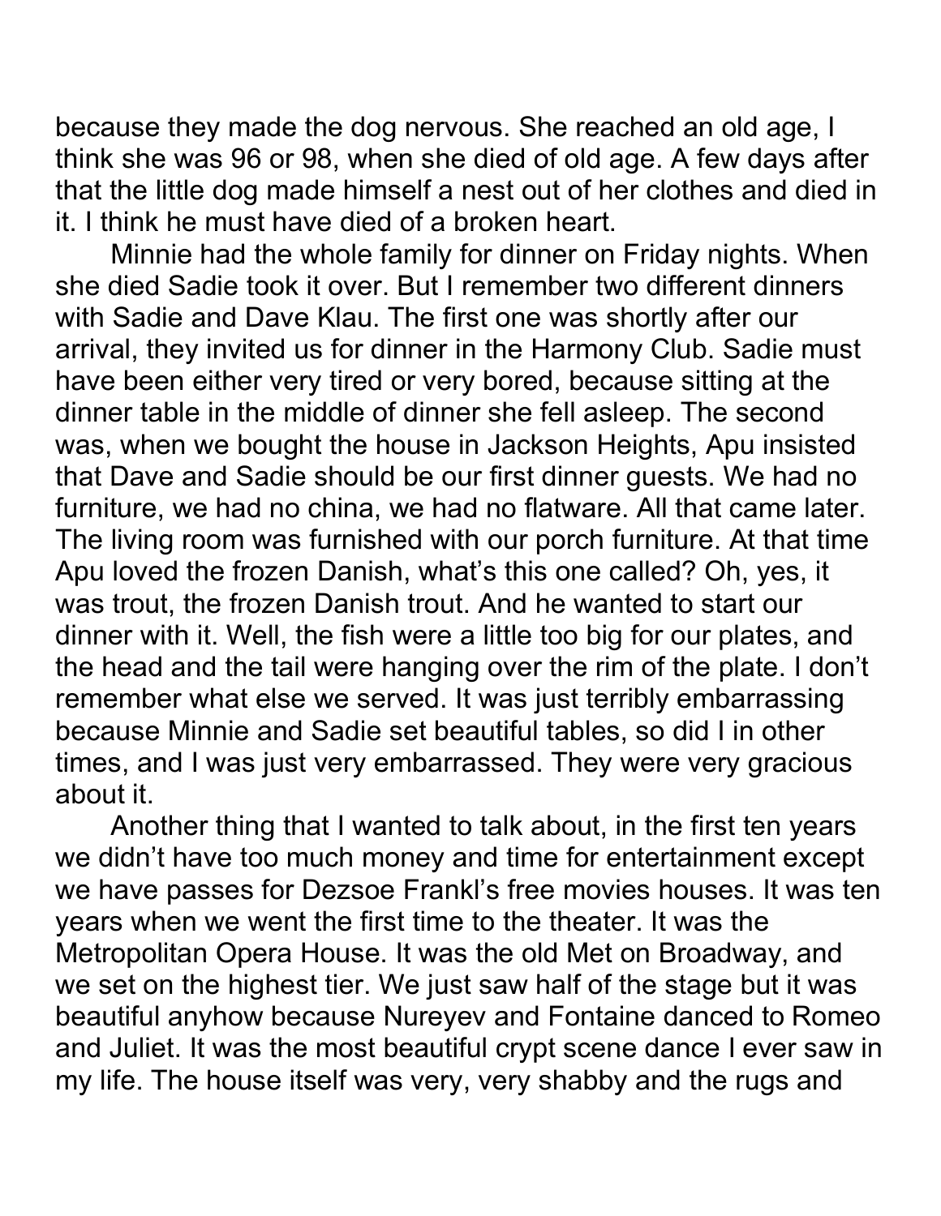because they made the dog nervous. She reached an old age, I think she was 96 or 98, when she died of old age. A few days after that the little dog made himself a nest out of her clothes and died in it. I think he must have died of a broken heart.

Minnie had the whole family for dinner on Friday nights. When she died Sadie took it over. But I remember two different dinners with Sadie and Dave Klau. The first one was shortly after our arrival, they invited us for dinner in the Harmony Club. Sadie must have been either very tired or very bored, because sitting at the dinner table in the middle of dinner she fell asleep. The second was, when we bought the house in Jackson Heights, Apu insisted that Dave and Sadie should be our first dinner guests. We had no furniture, we had no china, we had no flatware. All that came later. The living room was furnished with our porch furniture. At that time Apu loved the frozen Danish, what's this one called? Oh, yes, it was trout, the frozen Danish trout. And he wanted to start our dinner with it. Well, the fish were a little too big for our plates, and the head and the tail were hanging over the rim of the plate. I don't remember what else we served. It was just terribly embarrassing because Minnie and Sadie set beautiful tables, so did I in other times, and I was just very embarrassed. They were very gracious about it.

Another thing that I wanted to talk about, in the first ten years we didn't have too much money and time for entertainment except we have passes for Dezsoe Frankl's free movies houses. It was ten years when we went the first time to the theater. It was the Metropolitan Opera House. It was the old Met on Broadway, and we set on the highest tier. We just saw half of the stage but it was beautiful anyhow because Nureyev and Fontaine danced to Romeo and Juliet. It was the most beautiful crypt scene dance I ever saw in my life. The house itself was very, very shabby and the rugs and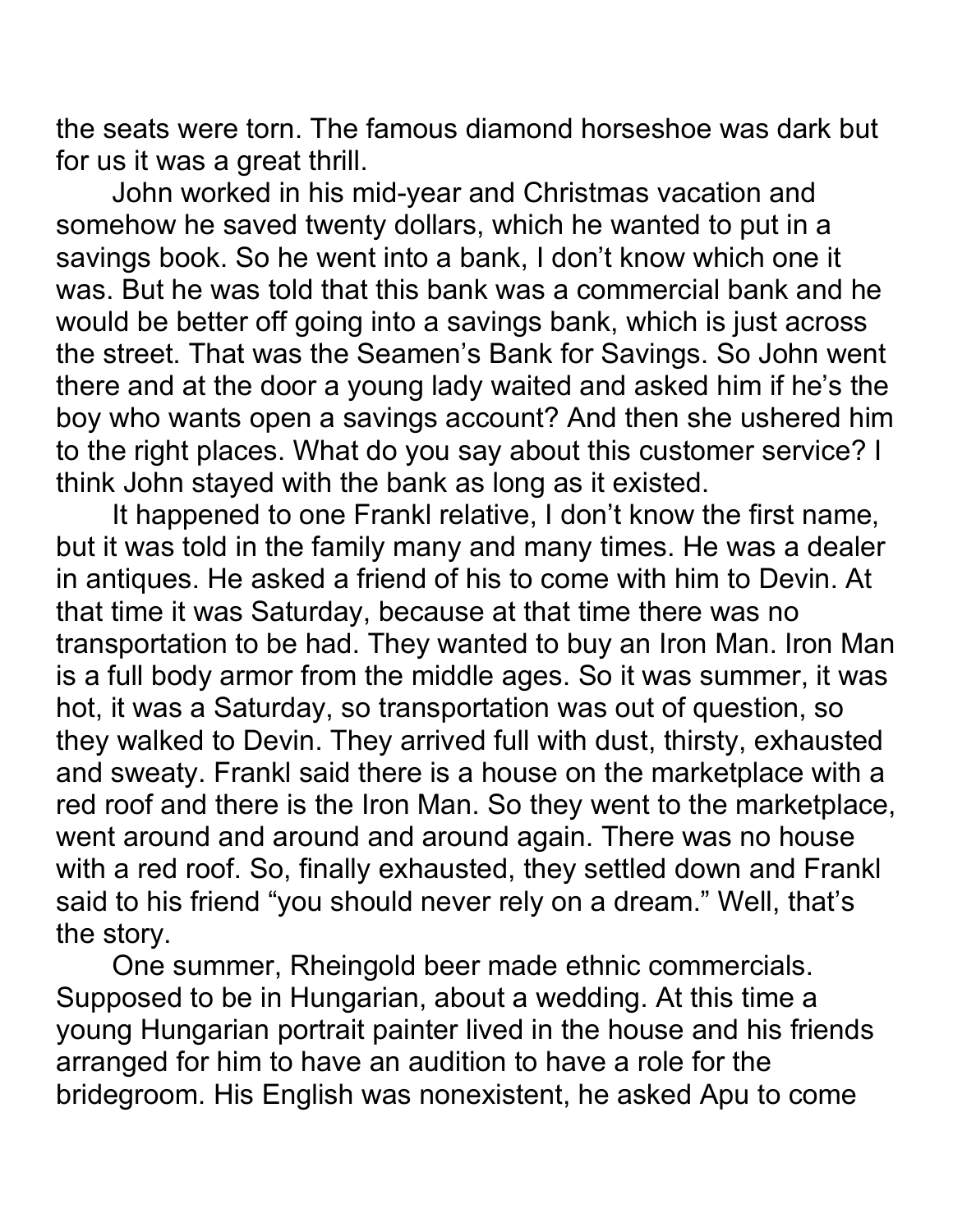the seats were torn. The famous diamond horseshoe was dark but for us it was a great thrill.

John worked in his mid-year and Christmas vacation and somehow he saved twenty dollars, which he wanted to put in a savings book. So he went into a bank, I don't know which one it was. But he was told that this bank was a commercial bank and he would be better off going into a savings bank, which is just across the street. That was the Seamen's Bank for Savings. So John went there and at the door a young lady waited and asked him if he's the boy who wants open a savings account? And then she ushered him to the right places. What do you say about this customer service? I think John stayed with the bank as long as it existed.

It happened to one Frankl relative, I don't know the first name, but it was told in the family many and many times. He was a dealer in antiques. He asked a friend of his to come with him to Devin. At that time it was Saturday, because at that time there was no transportation to be had. They wanted to buy an Iron Man. Iron Man is a full body armor from the middle ages. So it was summer, it was hot, it was a Saturday, so transportation was out of question, so they walked to Devin. They arrived full with dust, thirsty, exhausted and sweaty. Frankl said there is a house on the marketplace with a red roof and there is the Iron Man. So they went to the marketplace, went around and around and around again. There was no house with a red roof. So, finally exhausted, they settled down and Frankl said to his friend "you should never rely on a dream." Well, that's the story.

One summer, Rheingold beer made ethnic commercials. Supposed to be in Hungarian, about a wedding. At this time a young Hungarian portrait painter lived in the house and his friends arranged for him to have an audition to have a role for the bridegroom. His English was nonexistent, he asked Apu to come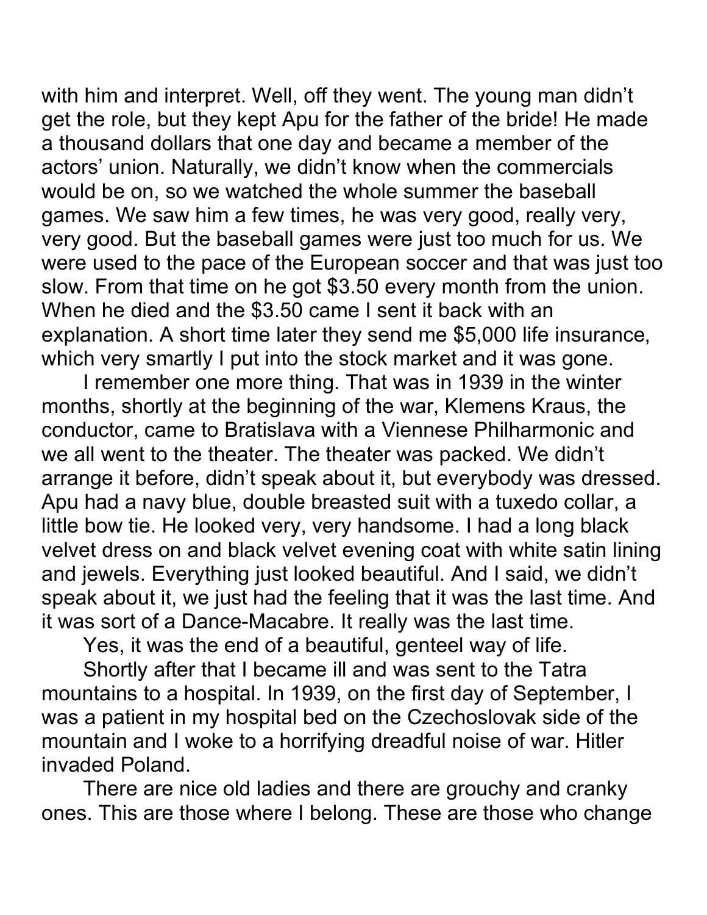with him and interpret. Well, off they went. The young man didn't get the role, but they kept Apu for the father of the bride! He made a thousand dollars that one day and became a member of the actors' union. Naturally, we didn't know when the commercials would be on, so we watched the whole summer the baseball games. We saw him a few times, he was very good, really very, very good. But the baseball games were just too much for us. We were used to the pace of the European soccer and that was just too slow. From that time on he got $3.50 every month from the union. When he died and the $3.50 came I sent it back with an explanation. A short time later they send me $5,000 life insurance, which very smartly I put into the stock market and it was gone.

I remember one more thing. That was in 1939 in the winter months, shortly at the beginning of the war, Klemens Kraus, the conductor, came to Bratislava with a Viennese Philharmonic and we all went to the theater. The theater was packed. We didn't arrange it before, didn't speak about it, but everybody was dressed. Apu had a navy blue, double breasted suit with a tuxedo collar, a little bow tie. He looked very, very handsome. I had a long black velvet dress on and black velvet evening coat with white satin lining and jewels. Everything just looked beautiful. And I said, we didn't speak about it, we just had the feeling that it was the last time. And it was sort of a Dance-Macabre. It really was the last time.

Yes, it was the end of a beautiful, genteel way of life.

Shortly after that I became ill and was sent to the Tatra mountains to a hospital. In 1939, on the first day of September, I was a patient in my hospital bed on the Czechoslovak side of the mountain and I woke to a horrifying dreadful noise of war. Hitler invaded Poland.

There are nice old ladies and there are grouchy and cranky ones. This are those where I belong. These are those who change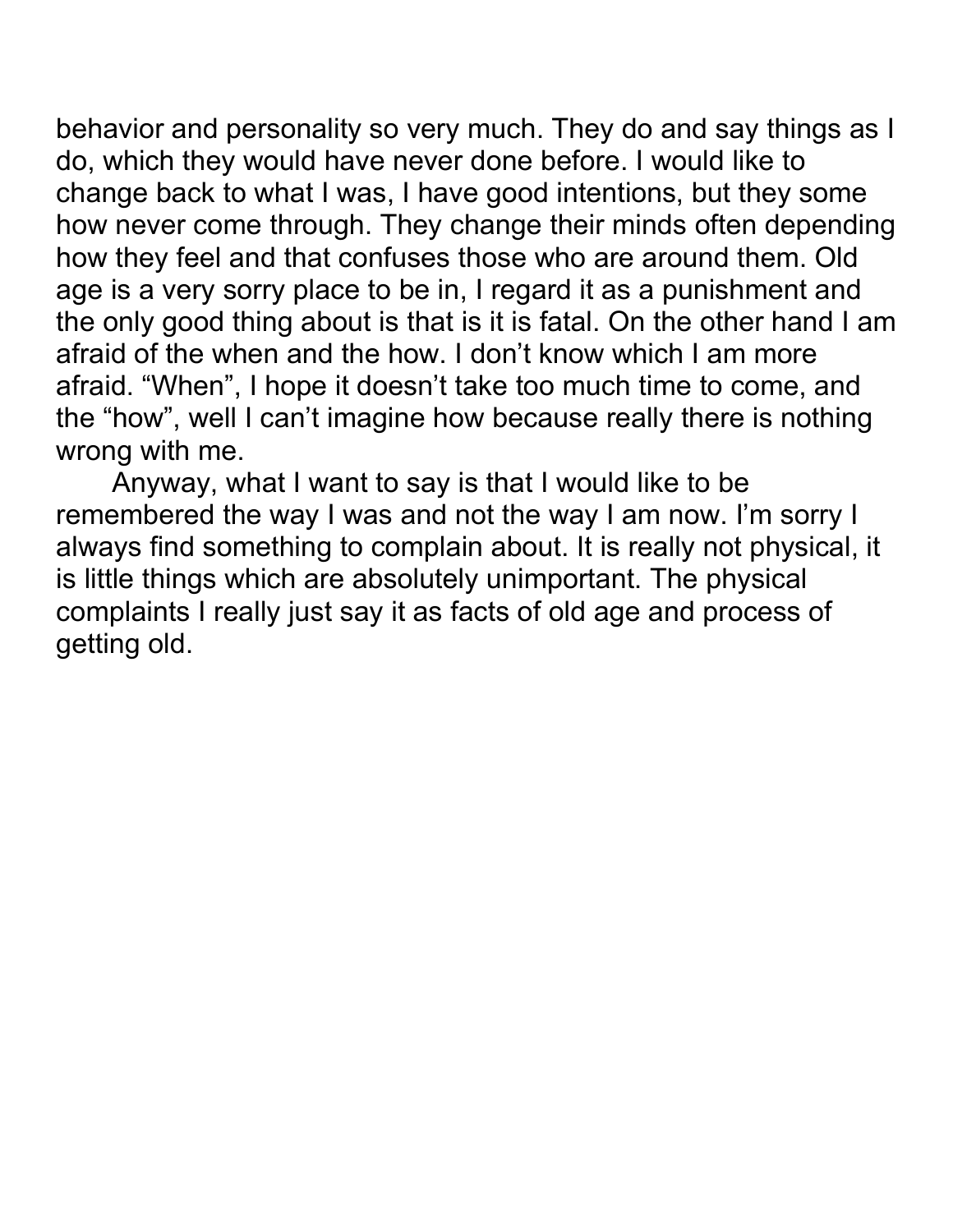behavior and personality so very much. They do and say things as I do, which they would have never done before. I would like to change back to what I was, I have good intentions, but they some how never come through. They change their minds often depending how they feel and that confuses those who are around them. Old age is a very sorry place to be in, I regard it as a punishment and the only good thing about is that is it is fatal. On the other hand I am afraid of the when and the how. I don't know which I am more afraid. "When", I hope it doesn't take too much time to come, and the "how", well I can't imagine how because really there is nothing wrong with me.

Anyway, what I want to say is that I would like to be remembered the way I was and not the way I am now. I'm sorry I always find something to complain about. It is really not physical, it is little things which are absolutely unimportant. The physical complaints I really just say it as facts of old age and process of getting old.